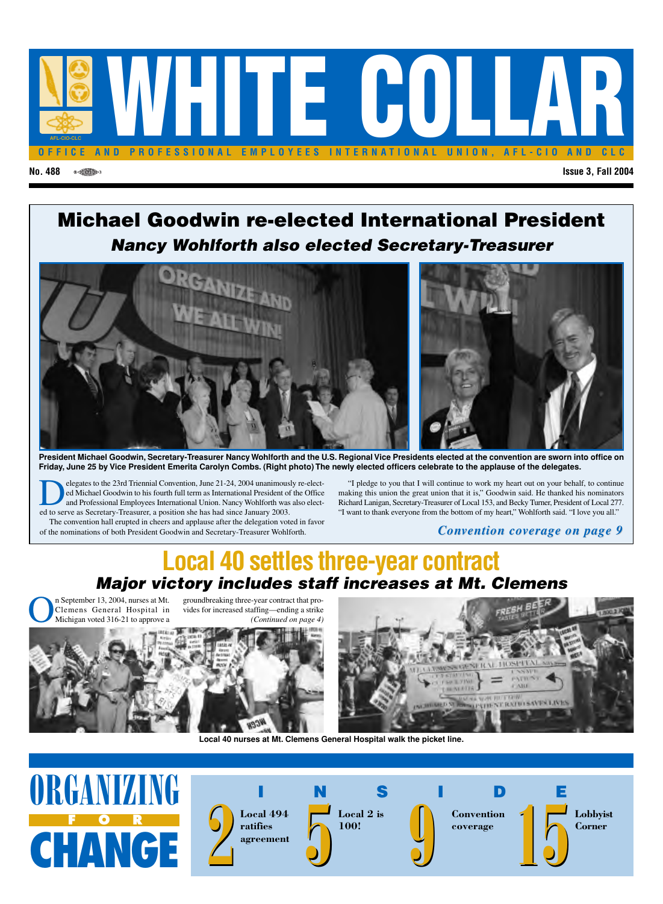# WHITE COLLAR

OFFICE AND PROFESSIONAL EMPLOYEES INTERNATIONAL UNION, AFL-CIO AND CLC

No. 488 — Issue 3, Fall 2004

## Michael Goodwin re-elected International President

### *Nancy Wohlforth also elected Secretary-Treasurer*

**President Michael Goodwin, Secretary-Treasurer Nancy Wohlforth and the U.S. Regional Vice Presidents elected at the convention are sworn into office on Friday, June 25 by Vice President Emerita Carolyn Combs. (Right photo) The newly elected officers celebrate to the applause of the delegates.**

Delegates to the 23rd Triennial Convention, June 21-24, 2004 unanimously re-elected Michael Goodwin to his fourth full term as International President of the Office and Professional Employees International Union. Nancy Wohlforth was also elected to serve as Secretary-Treasurer, a position she has had since January 2003.

The convention hall erupted in cheers and applause after the delegation voted in favor of the nominations of both President Goodwin and Secretary-Treasurer Wohlforth.

"I pledge to you that I will continue to work my heart out on your behalf, to continue making this union the great union that it is," Goodwin said. He thanked his nominators Richard Lanigan, Secretary-Treasurer of Local 153, and Becky Turner, President of Local 277. "I want to thank everyone from the bottom of my heart," Wohlforth said. "I love you all."

*Convention coverage on page 9*

## Local 40 settles three-year contract

### *Major victory includes staff increases at Mt. Clemens*

On September 13, 2004, nurses at Mt. Clemens General Hospital in Michigan voted 316-21 to approve a groundbreaking three-year contract that provides for increased staffing—ending a strike

*(Continued on page 4)*

**Local 40 nurses at Mt. Clemens General Hospital walk the picket line.**

## ORGANIZING FOR CHANGE

## INSIDE

- 2 Local 494 ratifies agreement
- 5 Local 2 is 100!
- 9 Convention coverage
- 15 Lobbyist Corner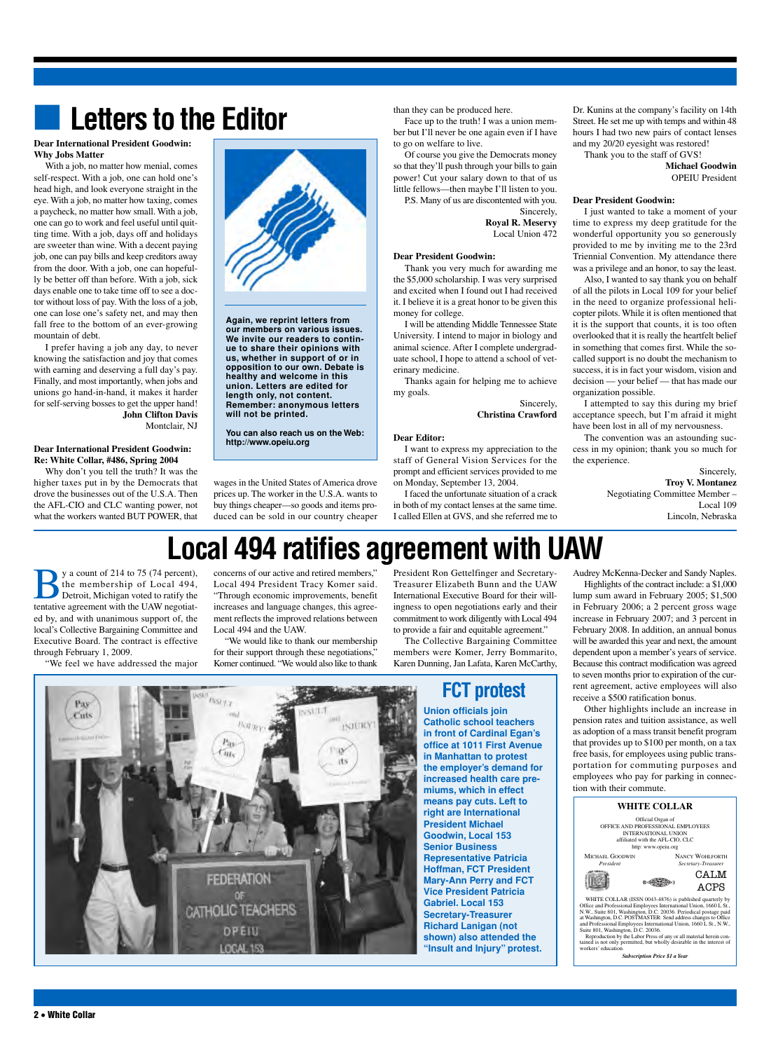# Letters to the Editor

**Dear International President Goodwin:**
**Why Jobs Matter**

With a job, no matter how menial, comes self-respect. With a job, one can hold one's head high, and look everyone straight in the eye. With a job, no matter how taxing, comes a paycheck, no matter how small. With a job, one can go to work and feel useful until quitting time. With a job, days off and holidays are sweeter than wine. With a decent paying job, one can pay bills and keep creditors away from the door. With a job, one can hopefully be better off than before. With a job, sick days enable one to take time off to see a doctor without loss of pay. With the loss of a job, one can lose one's safety net, and may then fall free to the bottom of an ever-growing mountain of debt.

I prefer having a job any day, to never knowing the satisfaction and joy that comes with earning and deserving a full day's pay. Finally, and most importantly, when jobs and unions go hand-in-hand, it makes it harder for self-serving bosses to get the upper hand!

**John Clifton Davis**
Montclair, NJ

**Dear International President Goodwin:**
**Re: White Collar, #486, Spring 2004**

Why don't you tell the truth? It was the higher taxes put in by the Democrats that drove the businesses out of the U.S.A. Then the AFL-CIO and CLC wanting power, not what the workers wanted BUT POWER, that wages in the United States of America drove prices up. The worker in the U.S.A. wants to buy things cheaper—so goods and items produced can be sold in our country cheaper than they can be produced here.

Face up to the truth! I was a union member but I'll never be one again even if I have to go on welfare to live.

Of course you give the Democrats money so that they'll push through your bills to gain power! Cut your salary down to that of us little fellows—then maybe I'll listen to you.

P.S. Many of us are discontented with you.

Sincerely,
**Royal R. Meservy**
Local Union 472

**Again, we reprint letters from our members on various issues. We invite our readers to continue to share their opinions with us, whether in support of or in opposition to our own. Debate is healthy and welcome in this union. Letters are edited for length only, not content. Remember: anonymous letters will not be printed.**

**You can also reach us on the Web: http://www.opeiu.org**

**Dear President Goodwin:**

Thank you very much for awarding me the $5,000 scholarship. I was very surprised and excited when I found out I had received it. I believe it is a great honor to be given this money for college.

I will be attending Middle Tennessee State University. I intend to major in biology and animal science. After I complete undergraduate school, I hope to attend a school of veterinary medicine.

Thanks again for helping me to achieve my goals.

Sincerely,
**Christina Crawford**

**Dear Editor:**

I want to express my appreciation to the staff of General Vision Services for the prompt and efficient services provided to me on Monday, September 13, 2004.

I faced the unfortunate situation of a crack in both of my contact lenses at the same time. I called Ellen at GVS, and she referred me to Dr. Kunins at the company's facility on 14th Street. He set me up with temps and within 48 hours I had two new pairs of contact lenses and my 20/20 eyesight was restored!

Thank you to the staff of GVS!

**Michael Goodwin**
OPEIU President

**Dear President Goodwin:**

I just wanted to take a moment of your time to express my deep gratitude for the wonderful opportunity you so generously provided to me by inviting me to the 23rd Triennial Convention. My attendance there was a privilege and an honor, to say the least.

Also, I wanted to say thank you on behalf of all the pilots in Local 109 for your belief in the need to organize professional helicopter pilots. While it is often mentioned that it is the support that counts, it is too often overlooked that it is really the heartfelt belief in something that comes first. While the so-called support is no doubt the mechanism to success, it is in fact your wisdom, vision and decision — your belief — that has made our organization possible.

I attempted to say this during my brief acceptance speech, but I'm afraid it might have been lost in all of my nervousness.

The convention was an astounding success in my opinion; thank you so much for the experience.

Sincerely,
**Troy V. Montanez**
Negotiating Committee Member – Local 109
Lincoln, Nebraska

# Local 494 ratifies agreement with UAW

By a count of 214 to 75 (74 percent), the membership of Local 494, Detroit, Michigan voted to ratify the tentative agreement with the UAW negotiated by, and with unanimous support of, the local's Collective Bargaining Committee and Executive Board. The contract is effective through February 1, 2009.

"We feel we have addressed the major concerns of our active and retired members," Local 494 President Tracy Komer said. "Through economic improvements, benefit increases and language changes, this agreement reflects the improved relations between Local 494 and the UAW.

"We would like to thank our membership for their support through these negotiations," Komer continued. "We would also like to thank President Ron Gettelfinger and Secretary-Treasurer Elizabeth Bunn and the UAW International Executive Board for their willingness to open negotiations early and their commitment to work diligently with Local 494 to provide a fair and equitable agreement."

The Collective Bargaining Committee members were Komer, Jerry Bommarito, Karen Dunning, Jan Lafata, Karen McCarthy, Audrey McKenna-Decker and Sandy Naples.

Highlights of the contract include: a $1,000 lump sum award in February 2005; $1,500 in February 2006; a 2 percent gross wage increase in February 2007; and 3 percent in February 2008. In addition, an annual bonus will be awarded this year and next, the amount dependent upon a member's years of service. Because this contract modification was agreed to seven months prior to expiration of the current agreement, active employees will also receive a $500 ratification bonus.

Other highlights include an increase in pension rates and tuition assistance, as well as adoption of a mass transit benefit program that provides up to $100 per month, on a tax free basis, for employees using public transportation for commuting purposes and employees who pay for parking in connection with their commute.

## FCT protest

**Union officials join Catholic school teachers in front of Cardinal Egan's office at 1011 First Avenue in Manhattan to protest the employer's demand for increased health care premiums, which in effect means pay cuts. Left to right are International President Michael Goodwin, Local 153 Senior Business Representative Patricia Hoffman, FCT President Mary-Ann Perry and FCT Vice President Patricia Gabriel. Local 153 Secretary-Treasurer Richard Lanigan (not shown) also attended the "Insult and Injury" protest.**

**WHITE COLLAR**

Official Organ of
OFFICE AND PROFESSIONAL EMPLOYEES INTERNATIONAL UNION
affiliated with the AFL-CIO, CLC
http: www.opeiu.org

MICHAEL GOODWIN, *President*
NANCY WOHLFORTH, *Secretary-Treasurer*

CALM
ACPS

WHITE COLLAR (ISSN 0043-4876) is published quarterly by Office and Professional Employees International Union, 1660 L St., N.W., Suite 801, Washington, D.C. 20036. Periodical postage paid at Washington, D.C. POSTMASTER: Send address changes to Office and Professional Employees International Union, 1660 L St., N.W., Suite 801, Washington, D.C. 20036.

Reproduction by the Labor Press of any or all material herein contained is not only permitted, but wholly desirable in the interest of workers' education.

***Subscription Price $1 a Year***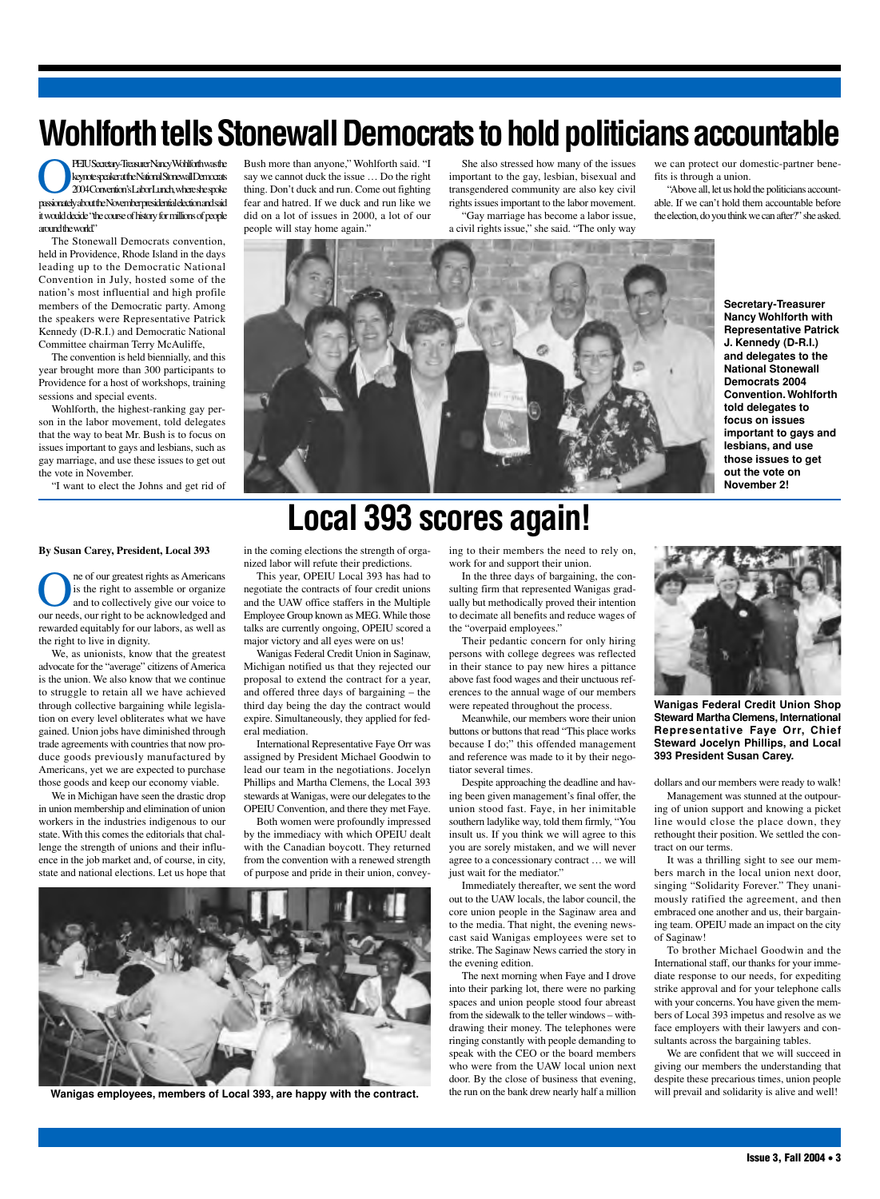# Wohlforth tells Stonewall Democrats to hold politicians accountable

OPEIU Secretary-Treasurer Nancy Wohlforth was the keynote speaker at the National Stonewall Democrats 2004 Convention's Labor Lunch, where she spoke passionately about the November presidential election and said it would decide "the course of history for millions of people around the world."

The Stonewall Democrats convention, held in Providence, Rhode Island in the days leading up to the Democratic National Convention in July, hosted some of the nation's most influential and high profile members of the Democratic party. Among the speakers were Representative Patrick Kennedy (D-R.I.) and Democratic National Committee chairman Terry McAuliffe,

The convention is held biennially, and this year brought more than 300 participants to Providence for a host of workshops, training sessions and special events.

Wohlforth, the highest-ranking gay person in the labor movement, told delegates that the way to beat Mr. Bush is to focus on issues important to gays and lesbians, such as gay marriage, and use these issues to get out the vote in November.

"I want to elect the Johns and get rid of Bush more than anyone," Wohlforth said. "I say we cannot duck the issue … Do the right thing. Don't duck and run. Come out fighting fear and hatred. If we duck and run like we did on a lot of issues in 2000, a lot of our people will stay home again."

She also stressed how many of the issues important to the gay, lesbian, bisexual and transgendered community are also key civil rights issues important to the labor movement.

"Gay marriage has become a labor issue, a civil rights issue," she said. "The only way we can protect our domestic-partner benefits is through a union.

"Above all, let us hold the politicians accountable. If we can't hold them accountable before the election, do you think we can after?" she asked.

**Secretary-Treasurer Nancy Wohlforth with Representative Patrick J. Kennedy (D-R.I.) and delegates to the National Stonewall Democrats 2004 Convention. Wohlforth told delegates to focus on issues important to gays and lesbians, and use those issues to get out the vote on November 2!**

# Local 393 scores again!

**By Susan Carey, President, Local 393**

One of our greatest rights as Americans is the right to assemble or organize and to collectively give our voice to our needs, our right to be acknowledged and rewarded equitably for our labors, as well as the right to live in dignity.

We, as unionists, know that the greatest advocate for the "average" citizens of America is the union. We also know that we continue to struggle to retain all we have achieved through collective bargaining while legislation on every level obliterates what we have gained. Union jobs have diminished through trade agreements with countries that now produce goods previously manufactured by Americans, yet we are expected to purchase those goods and keep our economy viable.

We in Michigan have seen the drastic drop in union membership and elimination of union workers in the industries indigenous to our state. With this comes the editorials that challenge the strength of unions and their influence in the job market and, of course, in city, state and national elections. Let us hope that in the coming elections the strength of organized labor will refute their predictions.

This year, OPEIU Local 393 has had to negotiate the contracts of four credit unions and the UAW office staffers in the Multiple Employee Group known as MEG. While those talks are currently ongoing, OPEIU scored a major victory and all eyes were on us!

Wanigas Federal Credit Union in Saginaw, Michigan notified us that they rejected our proposal to extend the contract for a year, and offered three days of bargaining – the third day being the day the contract would expire. Simultaneously, they applied for federal mediation.

International Representative Faye Orr was assigned by President Michael Goodwin to lead our team in the negotiations. Jocelyn Phillips and Martha Clemens, the Local 393 stewards at Wanigas, were our delegates to the OPEIU Convention, and there they met Faye.

Both women were profoundly impressed by the immediacy with which OPEIU dealt with the Canadian boycott. They returned from the convention with a renewed strength of purpose and pride in their union, conveying to their members the need to rely on, work for and support their union.

In the three days of bargaining, the consulting firm that represented Wanigas gradually but methodically proved their intention to decimate all benefits and reduce wages of the "overpaid employees."

Their pedantic concern for only hiring persons with college degrees was reflected in their stance to pay new hires a pittance above fast food wages and their unctuous references to the annual wage of our members were repeated throughout the process.

Meanwhile, our members wore their union buttons or buttons that read "This place works because I do;" this offended management and reference was made to it by their negotiator several times.

Despite approaching the deadline and having been given management's final offer, the union stood fast. Faye, in her inimitable southern ladylike way, told them firmly, "You insult us. If you think we will agree to this you are sorely mistaken, and we will never agree to a concessionary contract … we will just wait for the mediator."

Immediately thereafter, we sent the word out to the UAW locals, the labor council, the core union people in the Saginaw area and to the media. That night, the evening newscast said Wanigas employees were set to strike. The Saginaw News carried the story in the evening edition.

The next morning when Faye and I drove into their parking lot, there were no parking spaces and union people stood four abreast from the sidewalk to the teller windows – withdrawing their money. The telephones were ringing constantly with people demanding to speak with the CEO or the board members who were from the UAW local union next door. By the close of business that evening, the run on the bank drew nearly half a million dollars and our members were ready to walk!

Management was stunned at the outpouring of union support and knowing a picket line would close the place down, they rethought their position. We settled the contract on our terms.

It was a thrilling sight to see our members march in the local union next door, singing "Solidarity Forever." They unanimously ratified the agreement, and then embraced one another and us, their bargaining team. OPEIU made an impact on the city of Saginaw!

To brother Michael Goodwin and the International staff, our thanks for your immediate response to our needs, for expediting strike approval and for your telephone calls with your concerns. You have given the members of Local 393 impetus and resolve as we face employers with their lawyers and consultants across the bargaining tables.

We are confident that we will succeed in giving our members the understanding that despite these precarious times, union people will prevail and solidarity is alive and well!

**Wanigas Federal Credit Union Shop Steward Martha Clemens, International Representative Faye Orr, Chief Steward Jocelyn Phillips, and Local 393 President Susan Carey.**

**Wanigas employees, members of Local 393, are happy with the contract.**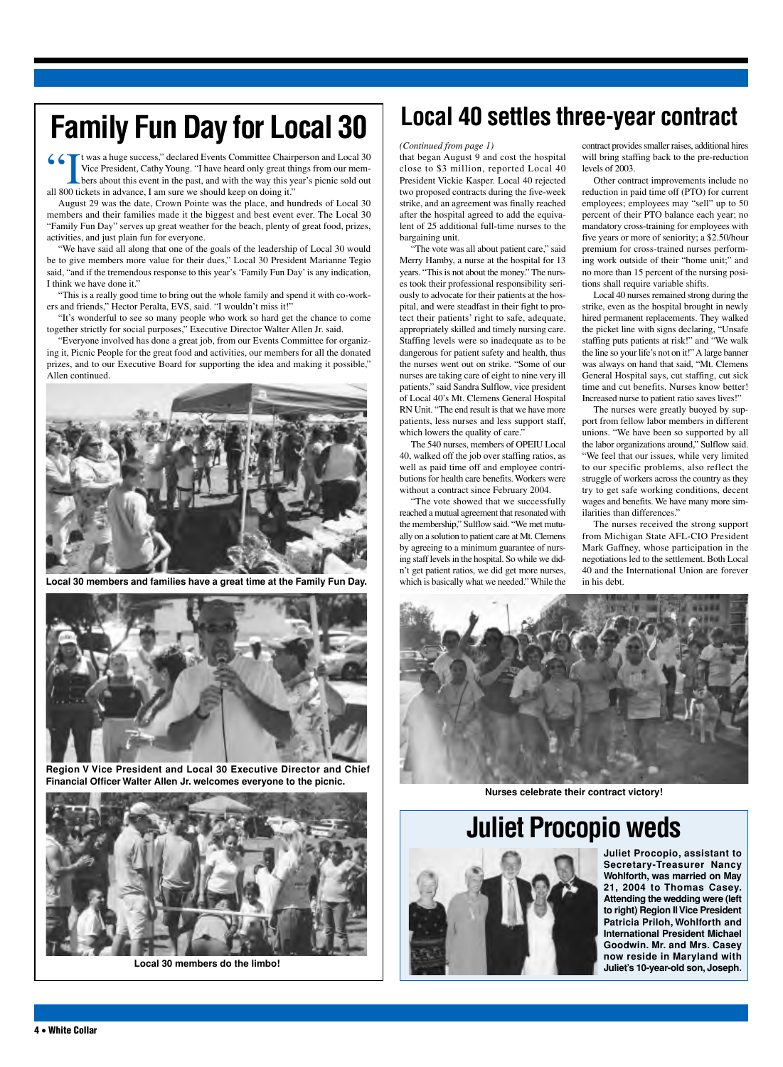# Family Fun Day for Local 30

"It was a huge success," declared Events Committee Chairperson and Local 30 Vice President, Cathy Young. "I have heard only great things from our members about this event in the past, and with the way this year's picnic sold out all 800 tickets in advance, I am sure we should keep on doing it."

August 29 was the date, Crown Pointe was the place, and hundreds of Local 30 members and their families made it the biggest and best event ever. The Local 30 "Family Fun Day" serves up great weather for the beach, plenty of great food, prizes, activities, and just plain fun for everyone.

"We have said all along that one of the goals of the leadership of Local 30 would be to give members more value for their dues," Local 30 President Marianne Tegio said, "and if the tremendous response to this year's 'Family Fun Day' is any indication, I think we have done it."

"This is a really good time to bring out the whole family and spend it with co-workers and friends," Hector Peralta, EVS, said. "I wouldn't miss it!"

"It's wonderful to see so many people who work so hard get the chance to come together strictly for social purposes," Executive Director Walter Allen Jr. said.

"Everyone involved has done a great job, from our Events Committee for organizing it, Picnic People for the great food and activities, our members for all the donated prizes, and to our Executive Board for supporting the idea and making it possible," Allen continued.

**Local 30 members and families have a great time at the Family Fun Day.**

**Region V Vice President and Local 30 Executive Director and Chief Financial Officer Walter Allen Jr. welcomes everyone to the picnic.**

**Local 30 members do the limbo!**

# Local 40 settles three-year contract

*(Continued from page 1)*

that began August 9 and cost the hospital close to $3 million, reported Local 40 President Vickie Kasper. Local 40 rejected two proposed contracts during the five-week strike, and an agreement was finally reached after the hospital agreed to add the equivalent of 25 additional full-time nurses to the bargaining unit.

"The vote was all about patient care," said Merry Hamby, a nurse at the hospital for 13 years. "This is not about the money." The nurses took their professional responsibility seriously to advocate for their patients at the hospital, and were steadfast in their fight to protect their patients' right to safe, adequate, appropriately skilled and timely nursing care. Staffing levels were so inadequate as to be dangerous for patient safety and health, thus the nurses went out on strike. "Some of our nurses are taking care of eight to nine very ill patients," said Sandra Sulflow, vice president of Local 40's Mt. Clemens General Hospital RN Unit. "The end result is that we have more patients, less nurses and less support staff, which lowers the quality of care."

The 540 nurses, members of OPEIU Local 40, walked off the job over staffing ratios, as well as paid time off and employee contributions for health care benefits. Workers were without a contract since February 2004.

"The vote showed that we successfully reached a mutual agreement that resonated with the membership," Sulflow said. "We met mutually on a solution to patient care at Mt. Clemens by agreeing to a minimum guarantee of nursing staff levels in the hospital. So while we didn't get patient ratios, we did get more nurses, which is basically what we needed." While the contract provides smaller raises, additional hires will bring staffing back to the pre-reduction levels of 2003.

Other contract improvements include no reduction in paid time off (PTO) for current employees; employees may "sell" up to 50 percent of their PTO balance each year; no mandatory cross-training for employees with five years or more of seniority; a $2.50/hour premium for cross-trained nurses performing work outside of their "home unit;" and no more than 15 percent of the nursing positions shall require variable shifts.

Local 40 nurses remained strong during the strike, even as the hospital brought in newly hired permanent replacements. They walked the picket line with signs declaring, "Unsafe staffing puts patients at risk!" and "We walk the line so your life's not on it!" A large banner was always on hand that said, "Mt. Clemens General Hospital says, cut staffing, cut sick time and cut benefits. Nurses know better! Increased nurse to patient ratio saves lives!"

The nurses were greatly buoyed by support from fellow labor members in different unions. "We have been so supported by all the labor organizations around," Sulflow said. "We feel that our issues, while very limited to our specific problems, also reflect the struggle of workers across the country as they try to get safe working conditions, decent wages and benefits. We have many more similarities than differences."

The nurses received the strong support from Michigan State AFL-CIO President Mark Gaffney, whose participation in the negotiations led to the settlement. Both Local 40 and the International Union are forever in his debt.

**Nurses celebrate their contract victory!**

# Juliet Procopio weds

**Juliet Procopio, assistant to Secretary-Treasurer Nancy Wohlforth, was married on May 21, 2004 to Thomas Casey. Attending the wedding were (left to right) Region II Vice President Patricia Priloh, Wohlforth and International President Michael Goodwin. Mr. and Mrs. Casey now reside in Maryland with Juliet's 10-year-old son, Joseph.**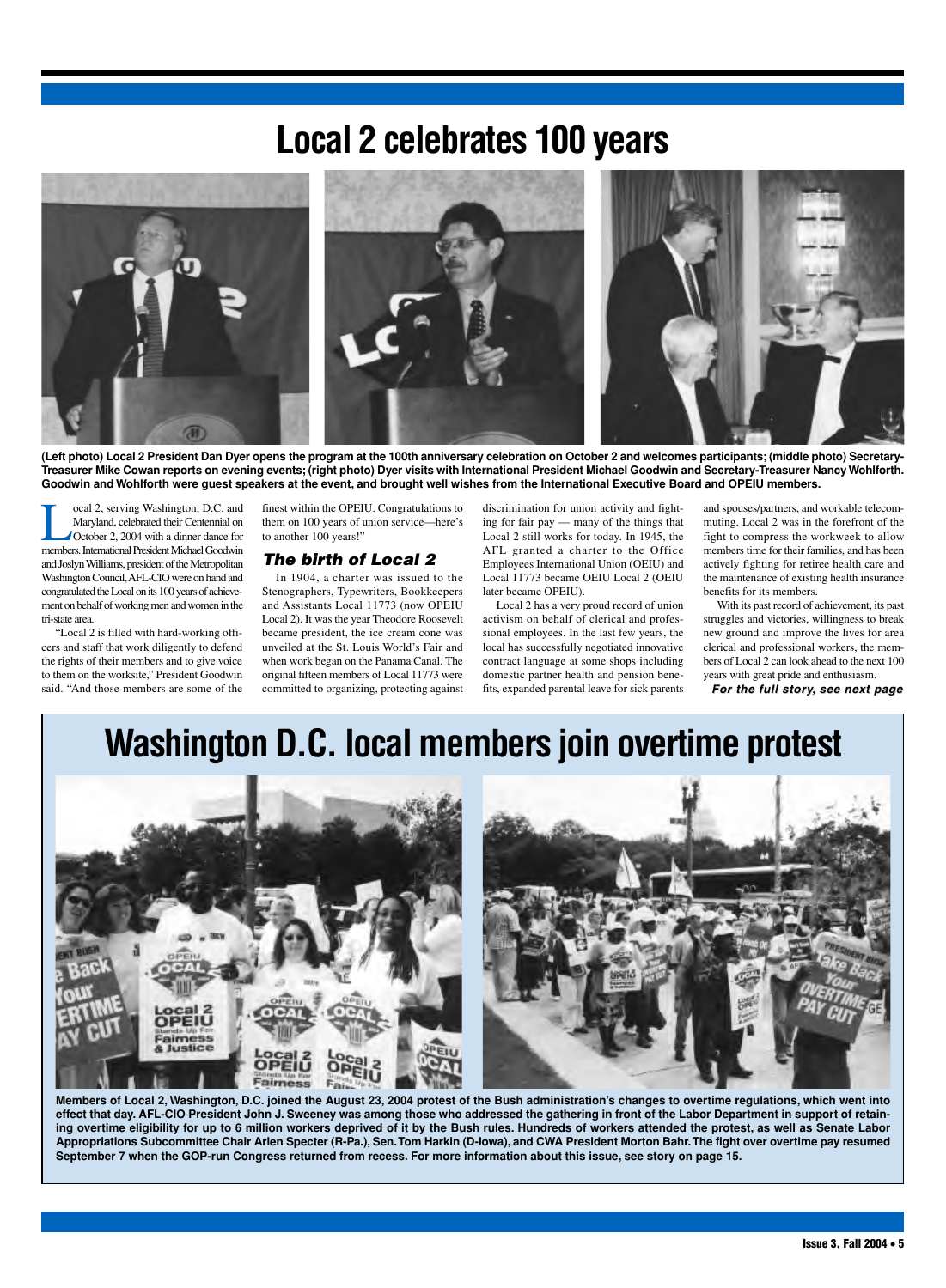# Local 2 celebrates 100 years

**(Left photo) Local 2 President Dan Dyer opens the program at the 100th anniversary celebration on October 2 and welcomes participants; (middle photo) Secretary-Treasurer Mike Cowan reports on evening events; (right photo) Dyer visits with International President Michael Goodwin and Secretary-Treasurer Nancy Wohlforth. Goodwin and Wohlforth were guest speakers at the event, and brought well wishes from the International Executive Board and OPEIU members.**

Local 2, serving Washington, D.C. and Maryland, celebrated their Centennial on October 2, 2004 with a dinner dance for members. International President Michael Goodwin and Joslyn Williams, president of the Metropolitan Washington Council, AFL-CIO were on hand and congratulated the Local on its 100 years of achievement on behalf of working men and women in the tri-state area.

"Local 2 is filled with hard-working officers and staff that work diligently to defend the rights of their members and to give voice to them on the worksite," President Goodwin said. "And those members are some of the finest within the OPEIU. Congratulations to them on 100 years of union service—here's to another 100 years!"

### The birth of Local 2

In 1904, a charter was issued to the Stenographers, Typewriters, Bookkeepers and Assistants Local 11773 (now OPEIU Local 2). It was the year Theodore Roosevelt became president, the ice cream cone was unveiled at the St. Louis World's Fair and when work began on the Panama Canal. The original fifteen members of Local 11773 were committed to organizing, protecting against discrimination for union activity and fighting for fair pay — many of the things that Local 2 still works for today. In 1945, the AFL granted a charter to the Office Employees International Union (OEIU) and Local 11773 became OEIU Local 2 (OEIU later became OPEIU).

Local 2 has a very proud record of union activism on behalf of clerical and professional employees. In the last few years, the local has successfully negotiated innovative contract language at some shops including domestic partner health and pension benefits, expanded parental leave for sick parents and spouses/partners, and workable telecommuting. Local 2 was in the forefront of the fight to compress the workweek to allow members time for their families, and has been actively fighting for retiree health care and the maintenance of existing health insurance benefits for its members.

With its past record of achievement, its past struggles and victories, willingness to break new ground and improve the lives for area clerical and professional workers, the members of Local 2 can look ahead to the next 100 years with great pride and enthusiasm.

***For the full story, see next page***

# Washington D.C. local members join overtime protest

**Members of Local 2, Washington, D.C. joined the August 23, 2004 protest of the Bush administration's changes to overtime regulations, which went into effect that day. AFL-CIO President John J. Sweeney was among those who addressed the gathering in front of the Labor Department in support of retaining overtime eligibility for up to 6 million workers deprived of it by the Bush rules. Hundreds of workers attended the protest, as well as Senate Labor Appropriations Subcommittee Chair Arlen Specter (R-Pa.), Sen. Tom Harkin (D-Iowa), and CWA President Morton Bahr. The fight over overtime pay resumed September 7 when the GOP-run Congress returned from recess. For more information about this issue, see story on page 15.**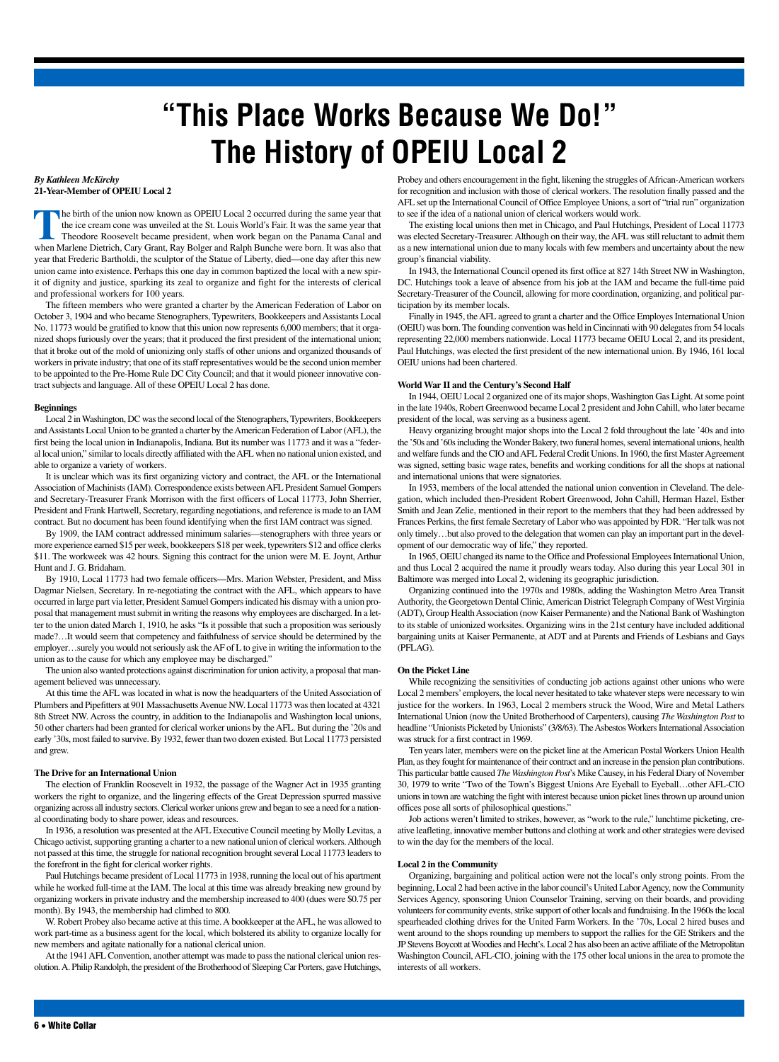# "This Place Works Because We Do!" The History of OPEIU Local 2

*By Kathleen McKirchy*
**21-Year-Member of OPEIU Local 2**

The birth of the union now known as OPEIU Local 2 occurred during the same year that the ice cream cone was unveiled at the St. Louis World's Fair. It was the same year that Theodore Roosevelt became president, when work began on the Panama Canal and when Marlene Dietrich, Cary Grant, Ray Bolger and Ralph Bunche were born. It was also that year that Frederic Bartholdi, the sculptor of the Statue of Liberty, died—one day after this new union came into existence. Perhaps this one day in common baptized the local with a new spirit of dignity and justice, sparking its zeal to organize and fight for the interests of clerical and professional workers for 100 years.

The fifteen members who were granted a charter by the American Federation of Labor on October 3, 1904 and who became Stenographers, Typewriters, Bookkeepers and Assistants Local No. 11773 would be gratified to know that this union now represents 6,000 members; that it organized shops furiously over the years; that it produced the first president of the international union; that it broke out of the mold of unionizing only staffs of other unions and organized thousands of workers in private industry; that one of its staff representatives would be the second union member to be appointed to the Pre-Home Rule DC City Council; and that it would pioneer innovative contract subjects and language. All of these OPEIU Local 2 has done.

### Beginnings

Local 2 in Washington, DC was the second local of the Stenographers, Typewriters, Bookkeepers and Assistants Local Union to be granted a charter by the American Federation of Labor (AFL), the first being the local union in Indianapolis, Indiana. But its number was 11773 and it was a "federal local union," similar to locals directly affiliated with the AFL when no national union existed, and able to organize a variety of workers.

It is unclear which was its first organizing victory and contract, the AFL or the International Association of Machinists (IAM). Correspondence exists between AFL President Samuel Gompers and Secretary-Treasurer Frank Morrison with the first officers of Local 11773, John Sherrier, President and Frank Hartwell, Secretary, regarding negotiations, and reference is made to an IAM contract. But no document has been found identifying when the first IAM contract was signed.

By 1909, the IAM contract addressed minimum salaries—stenographers with three years or more experience earned $15 per week, bookkeepers $18 per week, typewriters $12 and office clerks $11. The workweek was 42 hours. Signing this contract for the union were M. E. Joynt, Arthur Hunt and J. G. Bridaham.

By 1910, Local 11773 had two female officers—Mrs. Marion Webster, President, and Miss Dagmar Nielsen, Secretary. In re-negotiating the contract with the AFL, which appears to have occurred in large part via letter, President Samuel Gompers indicated his dismay with a union proposal that management must submit in writing the reasons why employees are discharged. In a letter to the union dated March 1, 1910, he asks "Is it possible that such a proposition was seriously made?…It would seem that competency and faithfulness of service should be determined by the employer…surely you would not seriously ask the AF of L to give in writing the information to the union as to the cause for which any employee may be discharged."

The union also wanted protections against discrimination for union activity, a proposal that management believed was unnecessary.

At this time the AFL was located in what is now the headquarters of the United Association of Plumbers and Pipefitters at 901 Massachusetts Avenue NW. Local 11773 was then located at 4321 8th Street NW. Across the country, in addition to the Indianapolis and Washington local unions, 50 other charters had been granted for clerical worker unions by the AFL. But during the '20s and early '30s, most failed to survive. By 1932, fewer than two dozen existed. But Local 11773 persisted and grew.

### The Drive for an International Union

The election of Franklin Roosevelt in 1932, the passage of the Wagner Act in 1935 granting workers the right to organize, and the lingering effects of the Great Depression spurred massive organizing across all industry sectors. Clerical worker unions grew and began to see a need for a national coordinating body to share power, ideas and resources.

In 1936, a resolution was presented at the AFL Executive Council meeting by Molly Levitas, a Chicago activist, supporting granting a charter to a new national union of clerical workers. Although not passed at this time, the struggle for national recognition brought several Local 11773 leaders to the forefront in the fight for clerical worker rights.

Paul Hutchings became president of Local 11773 in 1938, running the local out of his apartment while he worked full-time at the IAM. The local at this time was already breaking new ground by organizing workers in private industry and the membership increased to 400 (dues were $0.75 per month). By 1943, the membership had climbed to 800.

W. Robert Probey also became active at this time. A bookkeeper at the AFL, he was allowed to work part-time as a business agent for the local, which bolstered its ability to organize locally for new members and agitate nationally for a national clerical union.

At the 1941 AFL Convention, another attempt was made to pass the national clerical union resolution. A. Philip Randolph, the president of the Brotherhood of Sleeping Car Porters, gave Hutchings, Probey and others encouragement in the fight, likening the struggles of African-American workers for recognition and inclusion with those of clerical workers. The resolution finally passed and the AFL set up the International Council of Office Employee Unions, a sort of "trial run" organization to see if the idea of a national union of clerical workers would work.

The existing local unions then met in Chicago, and Paul Hutchings, President of Local 11773 was elected Secretary-Treasurer. Although on their way, the AFL was still reluctant to admit them as a new international union due to many locals with few members and uncertainty about the new group's financial viability.

In 1943, the International Council opened its first office at 827 14th Street NW in Washington, DC. Hutchings took a leave of absence from his job at the IAM and became the full-time paid Secretary-Treasurer of the Council, allowing for more coordination, organizing, and political participation by its member locals.

Finally in 1945, the AFL agreed to grant a charter and the Office Employes International Union (OEIU) was born. The founding convention was held in Cincinnati with 90 delegates from 54 locals representing 22,000 members nationwide. Local 11773 became OEIU Local 2, and its president, Paul Hutchings, was elected the first president of the new international union. By 1946, 161 local OEIU unions had been chartered.

### World War II and the Century's Second Half

In 1944, OEIU Local 2 organized one of its major shops, Washington Gas Light. At some point in the late 1940s, Robert Greenwood became Local 2 president and John Cahill, who later became president of the local, was serving as a business agent.

Heavy organizing brought major shops into the Local 2 fold throughout the late '40s and into the '50s and '60s including the Wonder Bakery, two funeral homes, several international unions, health and welfare funds and the CIO and AFL Federal Credit Unions. In 1960, the first Master Agreement was signed, setting basic wage rates, benefits and working conditions for all the shops at national and international unions that were signatories.

In 1953, members of the local attended the national union convention in Cleveland. The delegation, which included then-President Robert Greenwood, John Cahill, Herman Hazel, Esther Smith and Jean Zelie, mentioned in their report to the members that they had been addressed by Frances Perkins, the first female Secretary of Labor who was appointed by FDR. "Her talk was not only timely…but also proved to the delegation that women can play an important part in the development of our democratic way of life," they reported.

In 1965, OEIU changed its name to the Office and Professional Employees International Union, and thus Local 2 acquired the name it proudly wears today. Also during this year Local 301 in Baltimore was merged into Local 2, widening its geographic jurisdiction.

Organizing continued into the 1970s and 1980s, adding the Washington Metro Area Transit Authority, the Georgetown Dental Clinic, American District Telegraph Company of West Virginia (ADT), Group Health Association (now Kaiser Permanente) and the National Bank of Washington to its stable of unionized worksites. Organizing wins in the 21st century have included additional bargaining units at Kaiser Permanente, at ADT and at Parents and Friends of Lesbians and Gays (PFLAG).

### On the Picket Line

While recognizing the sensitivities of conducting job actions against other unions who were Local 2 members' employers, the local never hesitated to take whatever steps were necessary to win justice for the workers. In 1963, Local 2 members struck the Wood, Wire and Metal Lathers International Union (now the United Brotherhood of Carpenters), causing *The Washington Post* to headline "Unionists Picketed by Unionists" (3/8/63). The Asbestos Workers International Association was struck for a first contract in 1969.

Ten years later, members were on the picket line at the American Postal Workers Union Health Plan, as they fought for maintenance of their contract and an increase in the pension plan contributions. This particular battle caused *The Washington Post*'s Mike Causey, in his Federal Diary of November 30, 1979 to write "Two of the Town's Biggest Unions Are Eyeball to Eyeball…other AFL-CIO unions in town are watching the fight with interest because union picket lines thrown up around union offices pose all sorts of philosophical questions."

Job actions weren't limited to strikes, however, as "work to the rule," lunchtime picketing, creative leafleting, innovative member buttons and clothing at work and other strategies were devised to win the day for the members of the local.

### Local 2 in the Community

Organizing, bargaining and political action were not the local's only strong points. From the beginning, Local 2 had been active in the labor council's United Labor Agency, now the Community Services Agency, sponsoring Union Counselor Training, serving on their boards, and providing volunteers for community events, strike support of other locals and fundraising. In the 1960s the local spearheaded clothing drives for the United Farm Workers. In the '70s, Local 2 hired buses and went around to the shops rounding up members to support the rallies for the GE Strikers and the JP Stevens Boycott at Woodies and Hecht's. Local 2 has also been an active affiliate of the Metropolitan Washington Council, AFL-CIO, joining with the 175 other local unions in the area to promote the interests of all workers.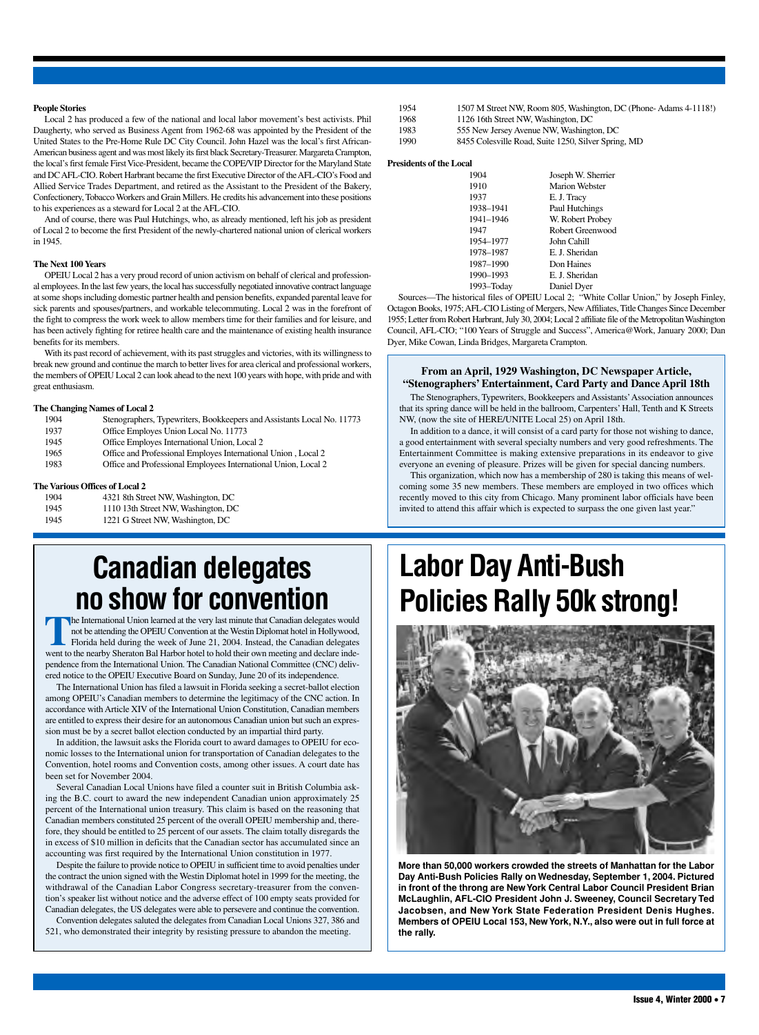### People Stories

Local 2 has produced a few of the national and local labor movement's best activists. Phil Daugherty, who served as Business Agent from 1962-68 was appointed by the President of the United States to the Pre-Home Rule DC City Council. John Hazel was the local's first African-American business agent and was most likely its first black Secretary-Treasurer. Margareta Crampton, the local's first female First Vice-President, became the COPE/VIP Director for the Maryland State and DC AFL-CIO. Robert Harbrant became the first Executive Director of the AFL-CIO's Food and Allied Service Trades Department, and retired as the Assistant to the President of the Bakery, Confectionery, Tobacco Workers and Grain Millers. He credits his advancement into these positions to his experiences as a steward for Local 2 at the AFL-CIO.

And of course, there was Paul Hutchings, who, as already mentioned, left his job as president of Local 2 to become the first President of the newly-chartered national union of clerical workers in 1945.

### The Next 100 Years

OPEIU Local 2 has a very proud record of union activism on behalf of clerical and professional employees. In the last few years, the local has successfully negotiated innovative contract language at some shops including domestic partner health and pension benefits, expanded parental leave for sick parents and spouses/partners, and workable telecommuting. Local 2 was in the forefront of the fight to compress the work week to allow members time for their families and for leisure, and has been actively fighting for retiree health care and the maintenance of existing health insurance benefits for its members.

With its past record of achievement, with its past struggles and victories, with its willingness to break new ground and continue the march to better lives for area clerical and professional workers, the members of OPEIU Local 2 can look ahead to the next 100 years with hope, with pride and with great enthusiasm.

### The Changing Names of Local 2

| | |
|---|---|
| 1904 | Stenographers, Typewriters, Bookkeepers and Assistants Local No. 11773 |
| 1937 | Office Employes Union Local No. 11773 |
| 1945 | Office Employes International Union, Local 2 |
| 1965 | Office and Professional Employes International Union , Local 2 |
| 1983 | Office and Professional Employees International Union, Local 2 |

### The Various Offices of Local 2

| | |
|---|---|
| 1904 | 4321 8th Street NW, Washington, DC |
| 1945 | 1110 13th Street NW, Washington, DC |
| 1945 | 1221 G Street NW, Washington, DC |
| 1954 | 1507 M Street NW, Room 805, Washington, DC (Phone- Adams 4-1118!) |
| 1968 | 1126 16th Street NW, Washington, DC |
| 1983 | 555 New Jersey Avenue NW, Washington, DC |
| 1990 | 8455 Colesville Road, Suite 1250, Silver Spring, MD |

### Presidents of the Local

| | |
|---|---|
| 1904 | Joseph W. Sherrier |
| 1910 | Marion Webster |
| 1937 | E. J. Tracy |
| 1938–1941 | Paul Hutchings |
| 1941–1946 | W. Robert Probey |
| 1947 | Robert Greenwood |
| 1954–1977 | John Cahill |
| 1978–1987 | E. J. Sheridan |
| 1987–1990 | Don Haines |
| 1990–1993 | E. J. Sheridan |
| 1993–Today | Daniel Dyer |

Sources—The historical files of OPEIU Local 2; "White Collar Union," by Joseph Finley, Octagon Books, 1975; AFL-CIO Listing of Mergers, New Affiliates, Title Changes Since December 1955; Letter from Robert Harbrant, July 30, 2004; Local 2 affiliate file of the Metropolitan Washington Council, AFL-CIO; "100 Years of Struggle and Success", America@Work, January 2000; Dan Dyer, Mike Cowan, Linda Bridges, Margareta Crampton.

### From an April, 1929 Washington, DC Newspaper Article, "Stenographers' Entertainment, Card Party and Dance April 18th

The Stenographers, Typewriters, Bookkeepers and Assistants' Association announces that its spring dance will be held in the ballroom, Carpenters' Hall, Tenth and K Streets NW, (now the site of HERE/UNITE Local 25) on April 18th.

In addition to a dance, it will consist of a card party for those not wishing to dance, a good entertainment with several specialty numbers and very good refreshments. The Entertainment Committee is making extensive preparations in its endeavor to give everyone an evening of pleasure. Prizes will be given for special dancing numbers.

This organization, which now has a membership of 280 is taking this means of welcoming some 35 new members. These members are employed in two offices which recently moved to this city from Chicago. Many prominent labor officials have been invited to attend this affair which is expected to surpass the one given last year."

# Canadian delegates no show for convention

The International Union learned at the very last minute that Canadian delegates would not be attending the OPEIU Convention at the Westin Diplomat hotel in Hollywood, Florida held during the week of June 21, 2004. Instead, the Canadian delegates went to the nearby Sheraton Bal Harbor hotel to hold their own meeting and declare independence from the International Union. The Canadian National Committee (CNC) delivered notice to the OPEIU Executive Board on Sunday, June 20 of its independence.

The International Union has filed a lawsuit in Florida seeking a secret-ballot election among OPEIU's Canadian members to determine the legitimacy of the CNC action. In accordance with Article XIV of the International Union Constitution, Canadian members are entitled to express their desire for an autonomous Canadian union but such an expression must be by a secret ballot election conducted by an impartial third party.

In addition, the lawsuit asks the Florida court to award damages to OPEIU for economic losses to the International union for transportation of Canadian delegates to the Convention, hotel rooms and Convention costs, among other issues. A court date has been set for November 2004.

Several Canadian Local Unions have filed a counter suit in British Columbia asking the B.C. court to award the new independent Canadian union approximately 25 percent of the International union treasury. This claim is based on the reasoning that Canadian members constituted 25 percent of the overall OPEIU membership and, therefore, they should be entitled to 25 percent of our assets. The claim totally disregards the in excess of $10 million in deficits that the Canadian sector has accumulated since an accounting was first required by the International Union constitution in 1977.

Despite the failure to provide notice to OPEIU in sufficient time to avoid penalties under the contract the union signed with the Westin Diplomat hotel in 1999 for the meeting, the withdrawal of the Canadian Labor Congress secretary-treasurer from the convention's speaker list without notice and the adverse effect of 100 empty seats provided for Canadian delegates, the US delegates were able to persevere and continue the convention.

Convention delegates saluted the delegates from Canadian Local Unions 327, 386 and 521, who demonstrated their integrity by resisting pressure to abandon the meeting.

# Labor Day Anti-Bush Policies Rally 50k strong!

**More than 50,000 workers crowded the streets of Manhattan for the Labor Day Anti-Bush Policies Rally on Wednesday, September 1, 2004. Pictured in front of the throng are New York Central Labor Council President Brian McLaughlin, AFL-CIO President John J. Sweeney, Council Secretary Ted Jacobsen, and New York State Federation President Denis Hughes. Members of OPEIU Local 153, New York, N.Y., also were out in full force at the rally.**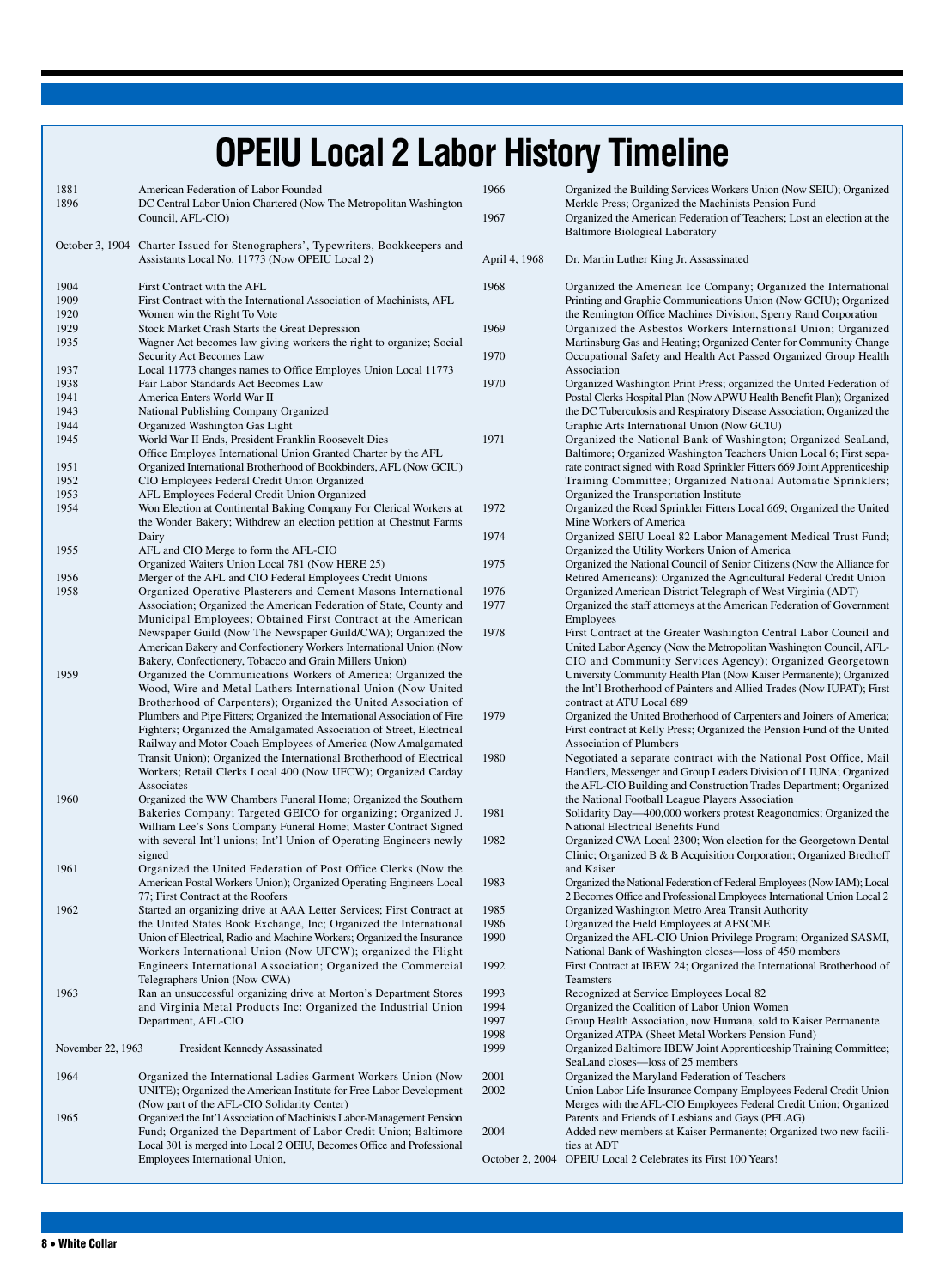# OPEIU Local 2 Labor History Timeline

1881 American Federation of Labor Founded

1896 DC Central Labor Union Chartered (Now The Metropolitan Washington Council, AFL-CIO)

October 3, 1904 Charter Issued for Stenographers', Typewriters, Bookkeepers and Assistants Local No. 11773 (Now OPEIU Local 2)

1904 First Contract with the AFL

1909 First Contract with the International Association of Machinists, AFL

1920 Women win the Right To Vote

1929 Stock Market Crash Starts the Great Depression

1935 Wagner Act becomes law giving workers the right to organize; Social Security Act Becomes Law

1937 Local 11773 changes names to Office Employes Union Local 11773

1938 Fair Labor Standards Act Becomes Law

1941 America Enters World War II

1943 National Publishing Company Organized

1944 Organized Washington Gas Light

1945 World War II Ends, President Franklin Roosevelt Dies
Office Employes International Union Granted Charter by the AFL

1951 Organized International Brotherhood of Bookbinders, AFL (Now GCIU)

1952 CIO Employees Federal Credit Union Organized

1953 AFL Employees Federal Credit Union Organized

1954 Won Election at Continental Baking Company For Clerical Workers at the Wonder Bakery; Withdrew an election petition at Chestnut Farms Dairy

1955 AFL and CIO Merge to form the AFL-CIO
Organized Waiters Union Local 781 (Now HERE 25)

1956 Merger of the AFL and CIO Federal Employees Credit Unions

1958 Organized Operative Plasterers and Cement Masons International Association; Organized the American Federation of State, County and Municipal Employees; Obtained First Contract at the American Newspaper Guild (Now The Newspaper Guild/CWA); Organized the American Bakery and Confectionery Workers International Union (Now Bakery, Confectionery, Tobacco and Grain Millers Union)

1959 Organized the Communications Workers of America; Organized the Wood, Wire and Metal Lathers International Union (Now United Brotherhood of Carpenters); Organized the United Association of Plumbers and Pipe Fitters; Organized the International Association of Fire Fighters; Organized the Amalgamated Association of Street, Electrical Railway and Motor Coach Employees of America (Now Amalgamated Transit Union); Organized the International Brotherhood of Electrical Workers; Retail Clerks Local 400 (Now UFCW); Organized Carday Associates

1960 Organized the WW Chambers Funeral Home; Organized the Southern Bakeries Company; Targeted GEICO for organizing; Organized J. William Lee's Sons Company Funeral Home; Master Contract Signed with several Int'l unions; Int'l Union of Operating Engineers newly signed

1961 Organized the United Federation of Post Office Clerks (Now the American Postal Workers Union); Organized Operating Engineers Local 77; First Contract at the Roofers

1962 Started an organizing drive at AAA Letter Services; First Contract at the United States Book Exchange, Inc; Organized the International Union of Electrical, Radio and Machine Workers; Organized the Insurance Workers International Union (Now UFCW); organized the Flight Engineers International Association; Organized the Commercial Telegraphers Union (Now CWA)

1963 Ran an unsuccessful organizing drive at Morton's Department Stores and Virginia Metal Products Inc: Organized the Industrial Union Department, AFL-CIO

November 22, 1963 President Kennedy Assassinated

1964 Organized the International Ladies Garment Workers Union (Now UNITE); Organized the American Institute for Free Labor Development (Now part of the AFL-CIO Solidarity Center)

1965 Organized the Int'l Association of Machinists Labor-Management Pension Fund; Organized the Department of Labor Credit Union; Baltimore Local 301 is merged into Local 2 OEIU, Becomes Office and Professional Employees International Union,

1966 Organized the Building Services Workers Union (Now SEIU); Organized Merkle Press; Organized the Machinists Pension Fund

1967 Organized the American Federation of Teachers; Lost an election at the Baltimore Biological Laboratory

April 4, 1968 Dr. Martin Luther King Jr. Assassinated

1968 Organized the American Ice Company; Organized the International Printing and Graphic Communications Union (Now GCIU); Organized the Remington Office Machines Division, Sperry Rand Corporation

1969 Organized the Asbestos Workers International Union; Organized Martinsburg Gas and Heating; Organized Center for Community Change

1970 Occupational Safety and Health Act Passed Organized Group Health Association

1970 Organized Washington Print Press; organized the United Federation of Postal Clerks Hospital Plan (Now APWU Health Benefit Plan); Organized the DC Tuberculosis and Respiratory Disease Association; Organized the Graphic Arts International Union (Now GCIU)

1971 Organized the National Bank of Washington; Organized SeaLand, Baltimore; Organized Washington Teachers Union Local 6; First separate contract signed with Road Sprinkler Fitters 669 Joint Apprenticeship Training Committee; Organized National Automatic Sprinklers; Organized the Transportation Institute

1972 Organized the Road Sprinkler Fitters Local 669; Organized the United Mine Workers of America

1974 Organized SEIU Local 82 Labor Management Medical Trust Fund; Organized the Utility Workers Union of America

1975 Organized the National Council of Senior Citizens (Now the Alliance for Retired Americans): Organized the Agricultural Federal Credit Union

1976 Organized American District Telegraph of West Virginia (ADT)

1977 Organized the staff attorneys at the American Federation of Government Employees

1978 First Contract at the Greater Washington Central Labor Council and United Labor Agency (Now the Metropolitan Washington Council, AFL-CIO and Community Services Agency); Organized Georgetown University Community Health Plan (Now Kaiser Permanente); Organized the Int'l Brotherhood of Painters and Allied Trades (Now IUPAT); First contract at ATU Local 689

1979 Organized the United Brotherhood of Carpenters and Joiners of America; First contract at Kelly Press; Organized the Pension Fund of the United Association of Plumbers

1980 Negotiated a separate contract with the National Post Office, Mail Handlers, Messenger and Group Leaders Division of LIUNA; Organized the AFL-CIO Building and Construction Trades Department; Organized the National Football League Players Association

1981 Solidarity Day—400,000 workers protest Reagonomics; Organized the National Electrical Benefits Fund

1982 Organized CWA Local 2300; Won election for the Georgetown Dental Clinic; Organized B & B Acquisition Corporation; Organized Bredhoff and Kaiser

1983 Organized the National Federation of Federal Employees (Now IAM); Local 2 Becomes Office and Professional Employees International Union Local 2

1985 Organized Washington Metro Area Transit Authority

1986 Organized the Field Employees at AFSCME

1990 Organized the AFL-CIO Union Privilege Program; Organized SASMI, National Bank of Washington closes—loss of 450 members

1992 First Contract at IBEW 24; Organized the International Brotherhood of Teamsters

1993 Recognized at Service Employees Local 82

1994 Organized the Coalition of Labor Union Women

1997 Group Health Association, now Humana, sold to Kaiser Permanente

1998 Organized ATPA (Sheet Metal Workers Pension Fund)

1999 Organized Baltimore IBEW Joint Apprenticeship Training Committee; SeaLand closes—loss of 25 members

2001 Organized the Maryland Federation of Teachers

2002 Union Labor Life Insurance Company Employees Federal Credit Union Merges with the AFL-CIO Employees Federal Credit Union; Organized Parents and Friends of Lesbians and Gays (PFLAG)

2004 Added new members at Kaiser Permanente; Organized two new facilities at ADT

October 2, 2004 OPEIU Local 2 Celebrates its First 100 Years!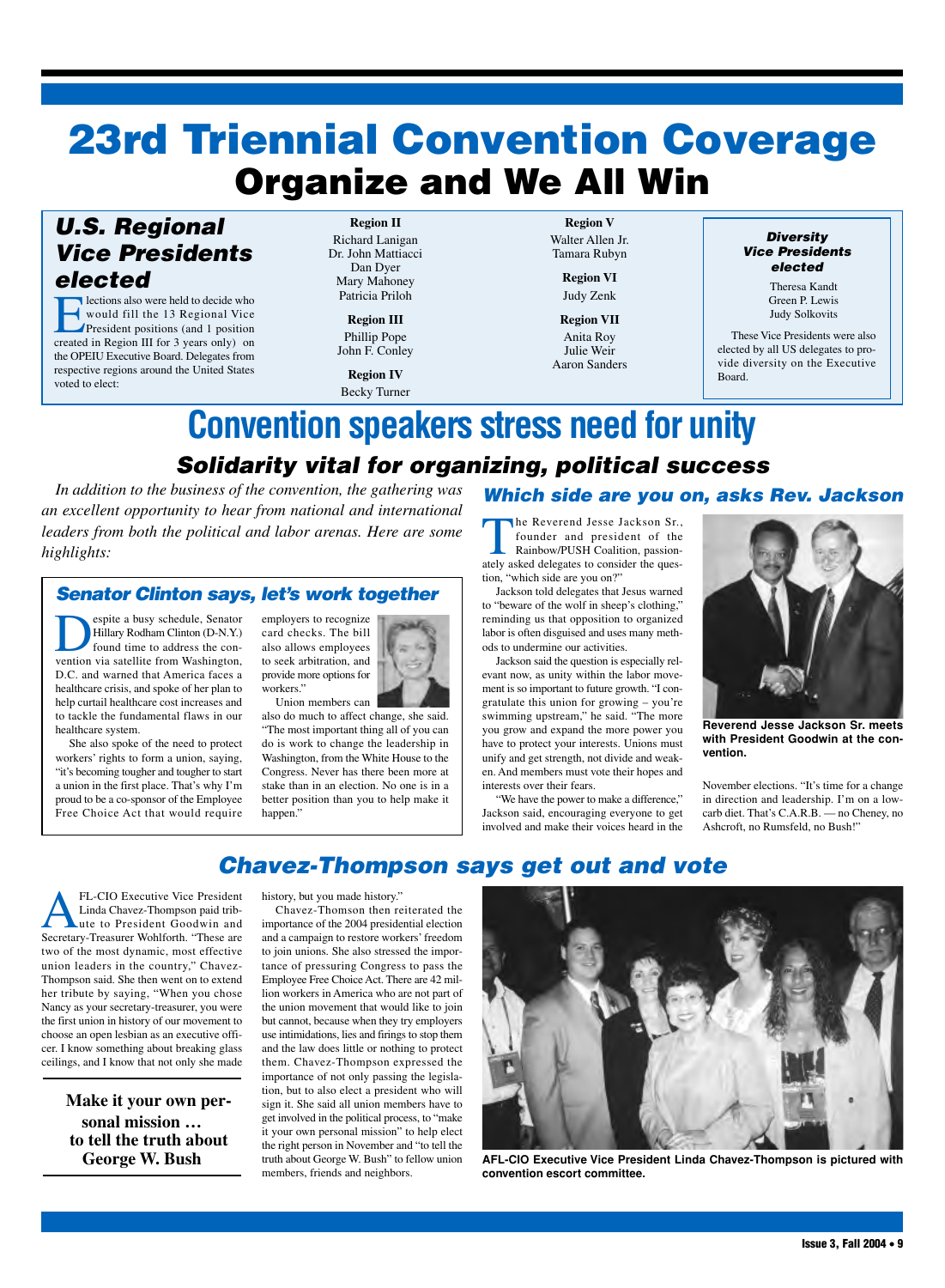# 23rd Triennial Convention Coverage

## Organize and We All Win

### U.S. Regional Vice Presidents elected

Elections also were held to decide who would fill the 13 Regional Vice President positions (and 1 position created in Region III for 3 years only) on the OPEIU Executive Board. Delegates from respective regions around the United States voted to elect:

**Region II**
Richard Lanigan
Dr. John Mattiacci
Dan Dyer
Mary Mahoney
Patricia Priloh

**Region III**
Phillip Pope
John F. Conley

**Region IV**
Becky Turner

**Region V**
Walter Allen Jr.
Tamara Rubyn

**Region VI**
Judy Zenk

**Region VII**
Anita Roy
Julie Weir
Aaron Sanders

### Diversity Vice Presidents elected

Theresa Kandt
Green P. Lewis
Judy Solkovits

These Vice Presidents were also elected by all US delegates to provide diversity on the Executive Board.

# Convention speakers stress need for unity

## Solidarity vital for organizing, political success

*In addition to the business of the convention, the gathering was an excellent opportunity to hear from national and international leaders from both the political and labor arenas. Here are some highlights:*

### Senator Clinton says, let's work together

Despite a busy schedule, Senator Hillary Rodham Clinton (D-N.Y.) found time to address the convention via satellite from Washington, D.C. and warned that America faces a healthcare crisis, and spoke of her plan to help curtail healthcare cost increases and to tackle the fundamental flaws in our healthcare system.

She also spoke of the need to protect workers' rights to form a union, saying, "it's becoming tougher and tougher to start a union in the first place. That's why I'm proud to be a co-sponsor of the Employee Free Choice Act that would require employers to recognize card checks. The bill also allows employees to seek arbitration, and provide more options for workers."

Union members can also do much to affect change, she said. "The most important thing all of you can do is work to change the leadership in Washington, from the White House to the Congress. Never has there been more at stake than in an election. No one is in a better position than you to help make it happen."

### Which side are you on, asks Rev. Jackson

The Reverend Jesse Jackson Sr., founder and president of the Rainbow/PUSH Coalition, passionately asked delegates to consider the question, "which side are you on?"

Jackson told delegates that Jesus warned to "beware of the wolf in sheep's clothing," reminding us that opposition to organized labor is often disguised and uses many methods to undermine our activities.

Jackson said the question is especially relevant now, as unity within the labor movement is so important to future growth. "I congratulate this union for growing – you're swimming upstream," he said. "The more you grow and expand the more power you have to protect your interests. Unions must unify and get strength, not divide and weaken. And members must vote their hopes and interests over their fears.

"We have the power to make a difference," Jackson said, encouraging everyone to get involved and make their voices heard in the November elections. "It's time for a change in direction and leadership. I'm on a low-carb diet. That's C.A.R.B. — no Cheney, no Ashcroft, no Rumsfeld, no Bush!"

**Reverend Jesse Jackson Sr. meets with President Goodwin at the convention.**

### Chavez-Thompson says get out and vote

AFL-CIO Executive Vice President Linda Chavez-Thompson paid tribute to President Goodwin and Secretary-Treasurer Wohlforth. "These are two of the most dynamic, most effective union leaders in the country," Chavez-Thompson said. She then went on to extend her tribute by saying, "When you chose Nancy as your secretary-treasurer, you were the first union in history of our movement to choose an open lesbian as an executive officer. I know something about breaking glass ceilings, and I know that not only she made history, but you made history."

Chavez-Thomson then reiterated the importance of the 2004 presidential election and a campaign to restore workers' freedom to join unions. She also stressed the importance of pressuring Congress to pass the Employee Free Choice Act. There are 42 million workers in America who are not part of the union movement that would like to join but cannot, because when they try employers use intimidations, lies and firings to stop them and the law does little or nothing to protect them. Chavez-Thompson expressed the importance of not only passing the legislation, but to also elect a president who will sign it. She said all union members have to get involved in the political process, to "make it your own personal mission" to help elect the right person in November and "to tell the truth about George W. Bush" to fellow union members, friends and neighbors.

**Make it your own personal mission … to tell the truth about George W. Bush**

**AFL-CIO Executive Vice President Linda Chavez-Thompson is pictured with convention escort committee.**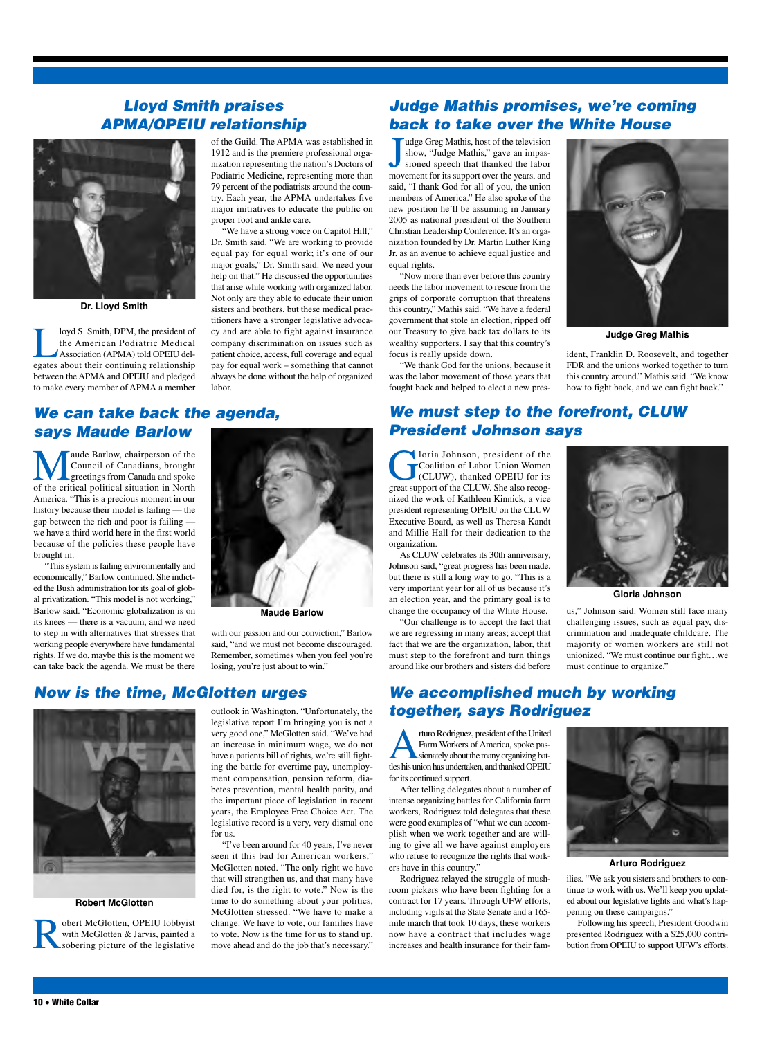## Lloyd Smith praises APMA/OPEIU relationship

Dr. Lloyd Smith

Lloyd S. Smith, DPM, the president of the American Podiatric Medical Association (APMA) told OPEIU delegates about their continuing relationship between the APMA and OPEIU and pledged to make every member of APMA a member of the Guild. The APMA was established in 1912 and is the premiere professional organization representing the nation's Doctors of Podiatric Medicine, representing more than 79 percent of the podiatrists around the country. Each year, the APMA undertakes five major initiatives to educate the public on proper foot and ankle care.

"We have a strong voice on Capitol Hill," Dr. Smith said. "We are working to provide equal pay for equal work; it's one of our major goals," Dr. Smith said. We need your help on that." He discussed the opportunities that arise while working with organized labor. Not only are they able to educate their union sisters and brothers, but these medical practitioners have a stronger legislative advocacy and are able to fight against insurance company discrimination on issues such as patient choice, access, full coverage and equal pay for equal work – something that cannot always be done without the help of organized labor.

## Judge Mathis promises, we're coming back to take over the White House

Judge Greg Mathis

Judge Greg Mathis, host of the television show, "Judge Mathis," gave an impassioned speech that thanked the labor movement for its support over the years, and said, "I thank God for all of you, the union members of America." He also spoke of the new position he'll be assuming in January 2005 as national president of the Southern Christian Leadership Conference. It's an organization founded by Dr. Martin Luther King Jr. as an avenue to achieve equal justice and equal rights.

"Now more than ever before this country needs the labor movement to rescue from the grips of corporate corruption that threatens this country," Mathis said. "We have a federal government that stole an election, ripped off our Treasury to give back tax dollars to its wealthy supporters. I say that this country's focus is really upside down.

"We thank God for the unions, because it was the labor movement of those years that fought back and helped to elect a new president, Franklin D. Roosevelt, and together FDR and the unions worked together to turn this country around." Mathis said. "We know how to fight back, and we can fight back."

## We can take back the agenda, says Maude Barlow

Maude Barlow

Maude Barlow, chairperson of the Council of Canadians, brought greetings from Canada and spoke of the critical political situation in North America. "This is a precious moment in our history because their model is failing — the gap between the rich and poor is failing — we have a third world here in the first world because of the policies these people have brought in.

"This system is failing environmentally and economically," Barlow continued. She indicted the Bush administration for its goal of global privatization. "This model is not working," Barlow said. "Economic globalization is on its knees — there is a vacuum, and we need to step in with alternatives that stresses that working people everywhere have fundamental rights. If we do, maybe this is the moment we can take back the agenda. We must be there with our passion and our conviction," Barlow said, "and we must not become discouraged. Remember, sometimes when you feel you're losing, you're just about to win."

## We must step to the forefront, CLUW President Johnson says

Gloria Johnson

Gloria Johnson, president of the Coalition of Labor Union Women (CLUW), thanked OPEIU for its great support of the CLUW. She also recognized the work of Kathleen Kinnick, a vice president representing OPEIU on the CLUW Executive Board, as well as Theresa Kandt and Millie Hall for their dedication to the organization.

As CLUW celebrates its 30th anniversary, Johnson said, "great progress has been made, but there is still a long way to go. "This is a very important year for all of us because it's an election year, and the primary goal is to change the occupancy of the White House.

"Our challenge is to accept the fact that we are regressing in many areas; accept that fact that we are the organization, labor, that must step to the forefront and turn things around like our brothers and sisters did before us," Johnson said. Women still face many challenging issues, such as equal pay, discrimination and inadequate childcare. The majority of women workers are still not unionized. "We must continue our fight…we must continue to organize."

## Now is the time, McGlotten urges

Robert McGlotten

Robert McGlotten, OPEIU lobbyist with McGlotten & Jarvis, painted a sobering picture of the legislative outlook in Washington. "Unfortunately, the legislative report I'm bringing you is not a very good one," McGlotten said. "We've had an increase in minimum wage, we do not have a patients bill of rights, we're still fighting the battle for overtime pay, unemployment compensation, pension reform, diabetes prevention, mental health parity, and the important piece of legislation in recent years, the Employee Free Choice Act. The legislative record is a very, very dismal one for us.

"I've been around for 40 years, I've never seen it this bad for American workers," McGlotten noted. "The only right we have that will strengthen us, and that many have died for, is the right to vote." Now is the time to do something about your politics, McGlotten stressed. "We have to make a change. We have to vote, our families have to vote. Now is the time for us to stand up, move ahead and do the job that's necessary."

## We accomplished much by working together, says Rodriguez

Arturo Rodriguez

Arturo Rodriguez, president of the United Farm Workers of America, spoke passionately about the many organizing battles his union has undertaken, and thanked OPEIU for its continued support.

After telling delegates about a number of intense organizing battles for California farm workers, Rodriguez told delegates that these were good examples of "what we can accomplish when we work together and are willing to give all we have against employers who refuse to recognize the rights that workers have in this country."

Rodriguez relayed the struggle of mushroom pickers who have been fighting for a contract for 17 years. Through UFW efforts, including vigils at the State Senate and a 165-mile march that took 10 days, these workers now have a contract that includes wage increases and health insurance for their families. "We ask you sisters and brothers to continue to work with us. We'll keep you updated about our legislative fights and what's happening on these campaigns."

Following his speech, President Goodwin presented Rodriguez with a $25,000 contribution from OPEIU to support UFW's efforts.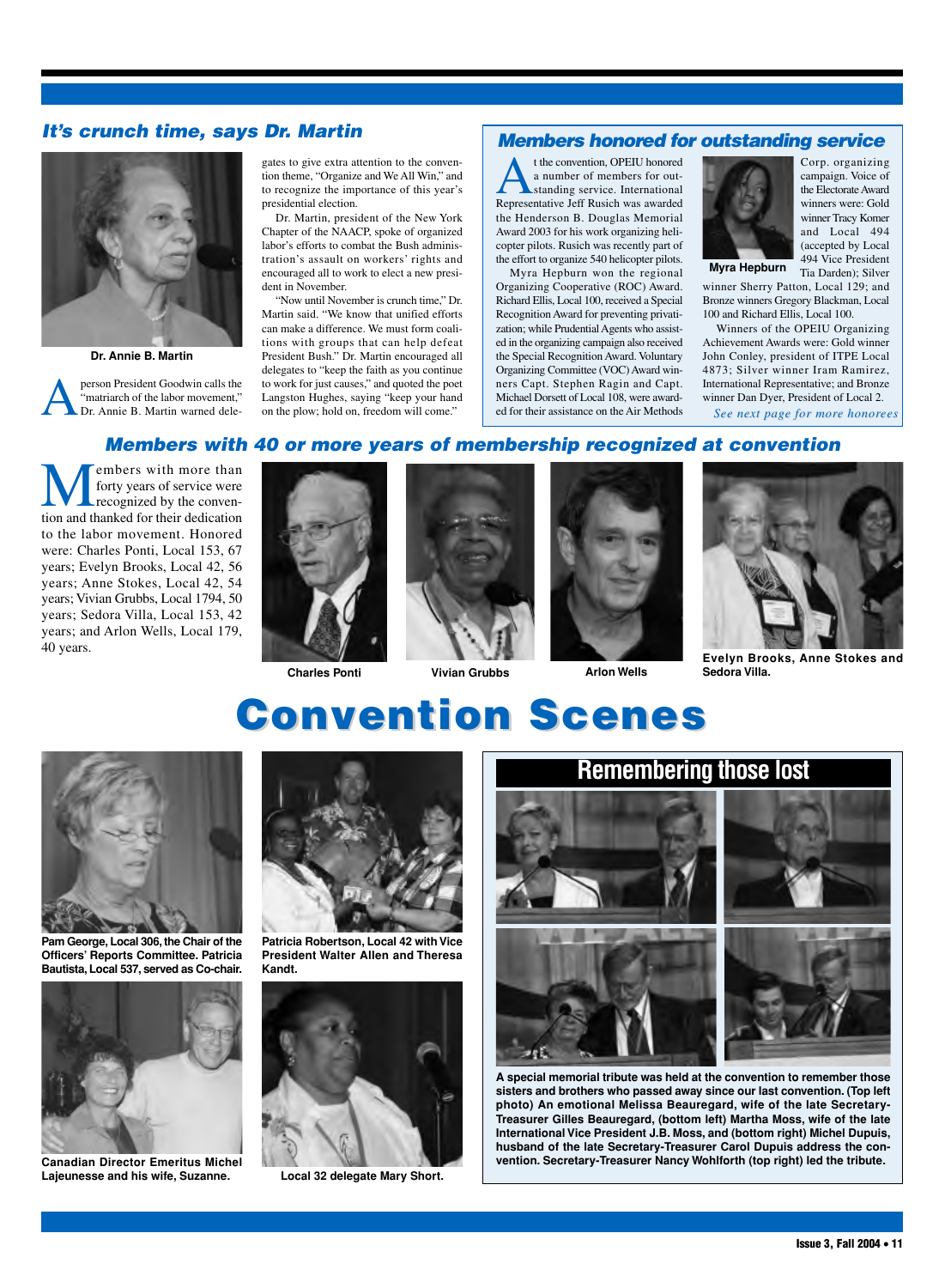## It's crunch time, says Dr. Martin

**Dr. Annie B. Martin**

A person President Goodwin calls the "matriarch of the labor movement," Dr. Annie B. Martin warned delegates to give extra attention to the convention theme, "Organize and We All Win," and to recognize the importance of this year's presidential election.

Dr. Martin, president of the New York Chapter of the NAACP, spoke of organized labor's efforts to combat the Bush administration's assault on workers' rights and encouraged all to work to elect a new president in November.

"Now until November is crunch time," Dr. Martin said. "We know that unified efforts can make a difference. We must form coalitions with groups that can help defeat President Bush." Dr. Martin encouraged all delegates to "keep the faith as you continue to work for just causes," and quoted the poet Langston Hughes, saying "keep your hand on the plow; hold on, freedom will come."

## Members honored for outstanding service

At the convention, OPEIU honored a number of members for outstanding service. International Representative Jeff Rusich was awarded the Henderson B. Douglas Memorial Award 2003 for his work organizing helicopter pilots. Rusich was recently part of the effort to organize 540 helicopter pilots.

Myra Hepburn won the regional Organizing Cooperative (ROC) Award. Richard Ellis, Local 100, received a Special Recognition Award for preventing privatization; while Prudential Agents who assisted in the organizing campaign also received the Special Recognition Award. Voluntary Organizing Committee (VOC) Award winners Capt. Stephen Ragin and Capt. Michael Dorsett of Local 108, were awarded for their assistance on the Air Methods Corp. organizing campaign. Voice of the Electorate Award winners were: Gold winner Tracy Komer and Local 494 (accepted by Local 494 Vice President Tia Darden); Silver winner Sherry Patton, Local 129; and Bronze winners Gregory Blackman, Local 100 and Richard Ellis, Local 100.

**Myra Hepburn**

Winners of the OPEIU Organizing Achievement Awards were: Gold winner John Conley, president of ITPE Local 4873; Silver winner Iran Ramirez, International Representative; and Bronze winner Dan Dyer, President of Local 2.

*See next page for more honorees*

## Members with 40 or more years of membership recognized at convention

Members with more than forty years of service were recognized by the convention and thanked for their dedication to the labor movement. Honored were: Charles Ponti, Local 153, 67 years; Evelyn Brooks, Local 42, 56 years; Anne Stokes, Local 42, 54 years; Vivian Grubbs, Local 1794, 50 years; Sedora Villa, Local 153, 42 years; and Arlon Wells, Local 179, 40 years.

**Charles Ponti**

**Vivian Grubbs**

**Arlon Wells**

**Evelyn Brooks, Anne Stokes and Sedora Villa.**

# Convention Scenes

**Pam George, Local 306, the Chair of the Officers' Reports Committee. Patricia Bautista, Local 537, served as Co-chair.**

**Patricia Robertson, Local 42 with Vice President Walter Allen and Theresa Kandt.**

**Canadian Director Emeritus Michel Lajeunesse and his wife, Suzanne.**

**Local 32 delegate Mary Short.**

## Remembering those lost

**A special memorial tribute was held at the convention to remember those sisters and brothers who passed away since our last convention. (Top left photo) An emotional Melissa Beauregard, wife of the late Secretary-Treasurer Gilles Beauregard, (bottom left) Martha Moss, wife of the late International Vice President J.B. Moss, and (bottom right) Michel Dupuis, husband of the late Secretary-Treasurer Carol Dupuis address the convention. Secretary-Treasurer Nancy Wohlforth (top right) led the tribute.**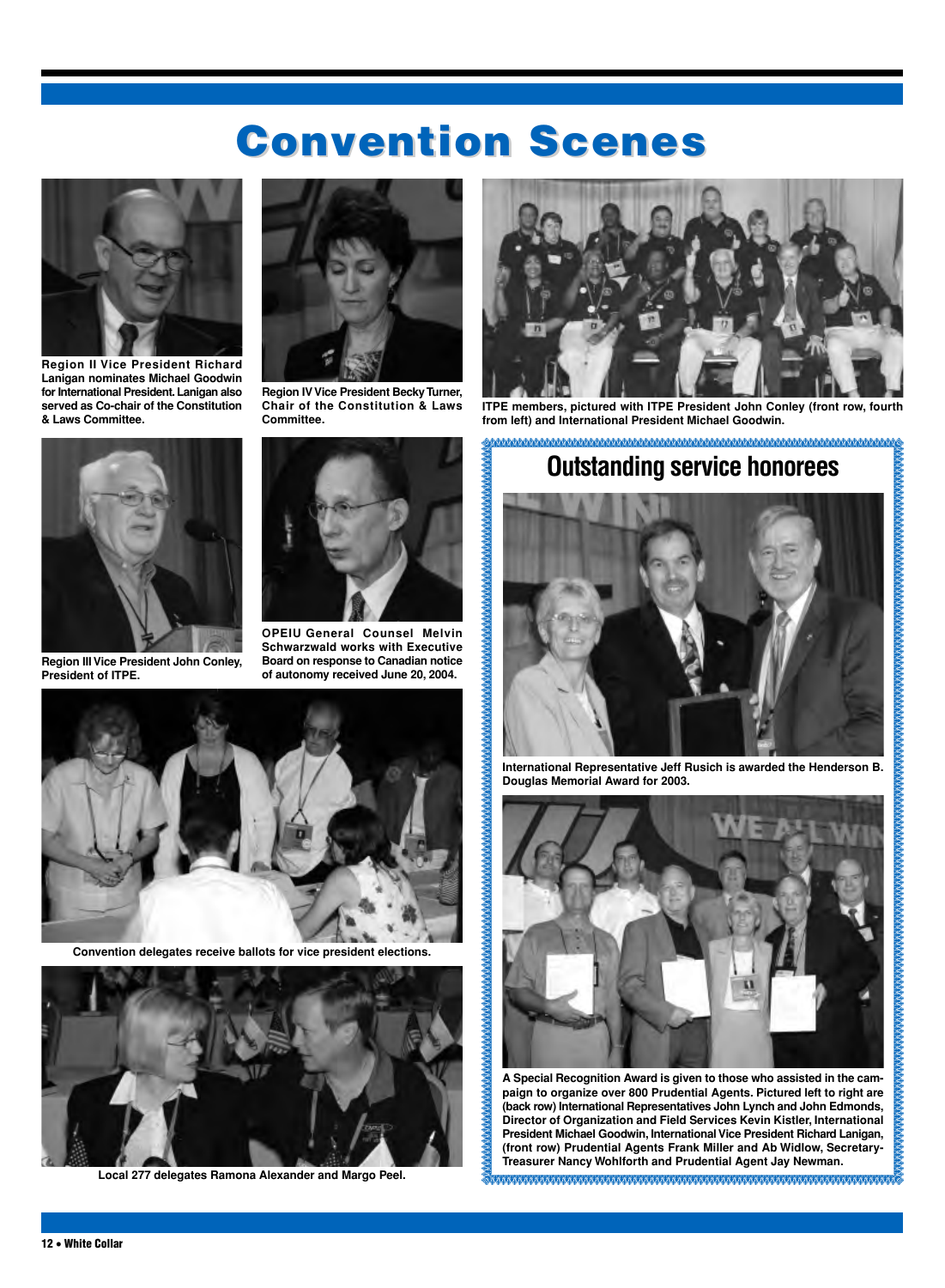# Convention Scenes

Region II Vice President Richard Lanigan nominates Michael Goodwin for International President. Lanigan also served as Co-chair of the Constitution & Laws Committee.

Region IV Vice President Becky Turner, Chair of the Constitution & Laws Committee.

ITPE members, pictured with ITPE President John Conley (front row, fourth from left) and International President Michael Goodwin.

Region III Vice President John Conley, President of ITPE.

OPEIU General Counsel Melvin Schwarzwald works with Executive Board on response to Canadian notice of autonomy received June 20, 2004.

Convention delegates receive ballots for vice president elections.

Local 277 delegates Ramona Alexander and Margo Peel.

## Outstanding service honorees

International Representative Jeff Rusich is awarded the Henderson B. Douglas Memorial Award for 2003.

A Special Recognition Award is given to those who assisted in the campaign to organize over 800 Prudential Agents. Pictured left to right are (back row) International Representatives John Lynch and John Edmonds, Director of Organization and Field Services Kevin Kistler, International President Michael Goodwin, International Vice President Richard Lanigan, (front row) Prudential Agents Frank Miller and Ab Widlow, Secretary-Treasurer Nancy Wohlforth and Prudential Agent Jay Newman.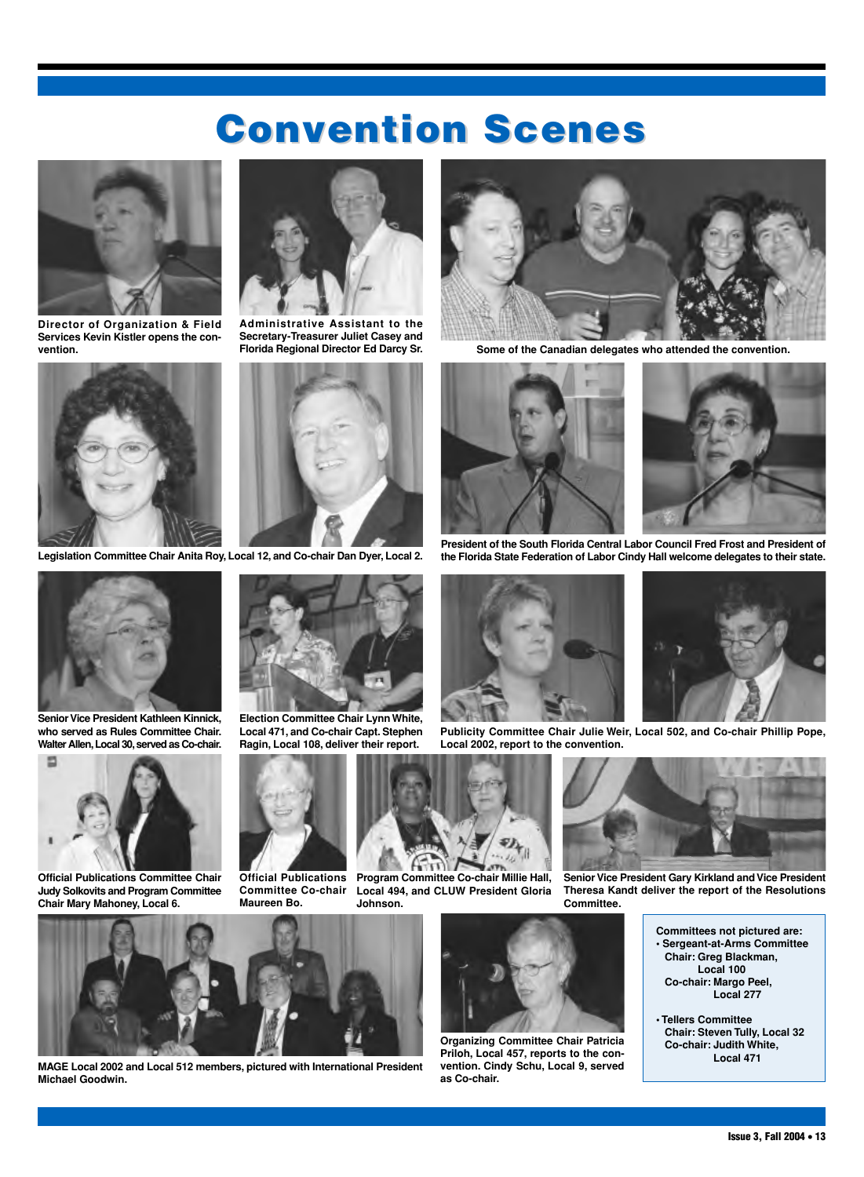# Convention Scenes

Director of Organization & Field Services Kevin Kistler opens the convention.

Administrative Assistant to the Secretary-Treasurer Juliet Casey and Florida Regional Director Ed Darcy Sr.

Some of the Canadian delegates who attended the convention.

Legislation Committee Chair Anita Roy, Local 12, and Co-chair Dan Dyer, Local 2.

President of the South Florida Central Labor Council Fred Frost and President of the Florida State Federation of Labor Cindy Hall welcome delegates to their state.

Senior Vice President Kathleen Kinnick, who served as Rules Committee Chair. Walter Allen, Local 30, served as Co-chair.

Election Committee Chair Lynn White, Local 471, and Co-chair Capt. Stephen Ragin, Local 108, deliver their report.

Publicity Committee Chair Julie Weir, Local 502, and Co-chair Phillip Pope, Local 2002, report to the convention.

Official Publications Committee Chair Judy Solkovits and Program Committee Chair Mary Mahoney, Local 6.

Official Publications Committee Co-chair Maureen Bo.

Program Committee Co-chair Millie Hall, Local 494, and CLUW President Gloria Johnson.

Senior Vice President Gary Kirkland and Vice President Theresa Kandt deliver the report of the Resolutions Committee.

MAGE Local 2002 and Local 512 members, pictured with International President Michael Goodwin.

Organizing Committee Chair Patricia Priloh, Local 457, reports to the convention. Cindy Schu, Local 9, served as Co-chair.

**Committees not pictured are:**

- **Sergeant-at-Arms Committee**
  Chair: Greg Blackman, Local 100
  Co-chair: Margo Peel, Local 277
- **Tellers Committee**
  Chair: Steven Tully, Local 32
  Co-chair: Judith White, Local 471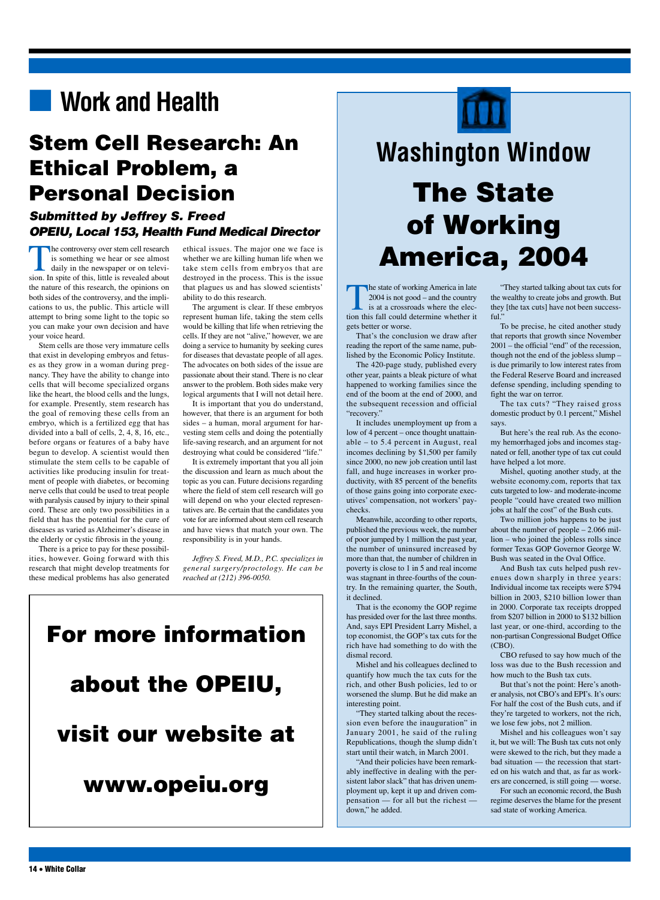# Work and Health

## Stem Cell Research: An Ethical Problem, a Personal Decision

### *Submitted by Jeffrey S. Freed*
### *OPEIU, Local 153, Health Fund Medical Director*

The controversy over stem cell research is something we hear or see almost daily in the newspaper or on television. In spite of this, little is revealed about the nature of this research, the opinions on both sides of the controversy, and the implications to us, the public. This article will attempt to bring some light to the topic so you can make your own decision and have your voice heard.

Stem cells are those very immature cells that exist in developing embryos and fetuses as they grow in a woman during pregnancy. They have the ability to change into cells that will become specialized organs like the heart, the blood cells and the lungs, for example. Presently, stem research has the goal of removing these cells from an embryo, which is a fertilized egg that has divided into a ball of cells, 2, 4, 8, 16, etc., before organs or features of a baby have begun to develop. A scientist would then stimulate the stem cells to be capable of activities like producing insulin for treatment of people with diabetes, or becoming nerve cells that could be used to treat people with paralysis caused by injury to their spinal cord. These are only two possibilities in a field that has the potential for the cure of diseases as varied as Alzheimer's disease in the elderly or cystic fibrosis in the young.

There is a price to pay for these possibilities, however. Going forward with this research that might develop treatments for these medical problems has also generated ethical issues. The major one we face is whether we are killing human life when we take stem cells from embryos that are destroyed in the process. This is the issue that plagues us and has slowed scientists' ability to do this research.

The argument is clear. If these embryos represent human life, taking the stem cells would be killing that life when retrieving the cells. If they are not "alive," however, we are doing a service to humanity by seeking cures for diseases that devastate people of all ages. The advocates on both sides of the issue are passionate about their stand. There is no clear answer to the problem. Both sides make very logical arguments that I will not detail here.

It is important that you do understand, however, that there is an argument for both sides – a human, moral argument for harvesting stem cells and doing the potentially life-saving research, and an argument for not destroying what could be considered "life."

It is extremely important that you all join the discussion and learn as much about the topic as you can. Future decisions regarding where the field of stem cell research will go will depend on who your elected representatives are. Be certain that the candidates you vote for are informed about stem cell research and have views that match your own. The responsibility is in your hands.

*Jeffrey S. Freed, M.D., P.C. specializes in general surgery/proctology. He can be reached at (212) 396-0050.*

---

**For more information about the OPEIU, visit our website at www.opeiu.org**

---

# Washington Window

## The State of Working America, 2004

The state of working America in late 2004 is not good – and the country is at a crossroads where the election this fall could determine whether it gets better or worse.

That's the conclusion we draw after reading the report of the same name, published by the Economic Policy Institute.

The 420-page study, published every other year, paints a bleak picture of what happened to working families since the end of the boom at the end of 2000, and the subsequent recession and official "recovery."

It includes unemployment up from a low of 4 percent – once thought unattainable – to 5.4 percent in August, real incomes declining by $1,500 per family since 2000, no new job creation until last fall, and huge increases in worker productivity, with 85 percent of the benefits of those gains going into corporate executives' compensation, not workers' paychecks.

Meanwhile, according to other reports, published the previous week, the number of poor jumped by 1 million the past year, the number of uninsured increased by more than that, the number of children in poverty is close to 1 in 5 and real income was stagnant in three-fourths of the country. In the remaining quarter, the South, it declined.

That is the economy the GOP regime has presided over for the last three months. And, says EPI President Larry Mishel, a top economist, the GOP's tax cuts for the rich have had something to do with the dismal record.

Mishel and his colleagues declined to quantify how much the tax cuts for the rich, and other Bush policies, led to or worsened the slump. But he did make an interesting point.

"They started talking about the recession even before the inauguration" in January 2001, he said of the ruling Republications, though the slump didn't start until their watch, in March 2001.

"And their policies have been remarkably ineffective in dealing with the persistent labor slack" that has driven unemployment up, kept it up and driven compensation — for all but the richest — down," he added.

"They started talking about tax cuts for the wealthy to create jobs and growth. But they [the tax cuts] have not been successful."

To be precise, he cited another study that reports that growth since November 2001 – the official "end" of the recession, though not the end of the jobless slump – is due primarily to low interest rates from the Federal Reserve Board and increased defense spending, including spending to fight the war on terror.

The tax cuts? "They raised gross domestic product by 0.1 percent," Mishel says.

But here's the real rub. As the economy hemorrhaged jobs and incomes stagnated or fell, another type of tax cut could have helped a lot more.

Mishel, quoting another study, at the website economy.com, reports that tax cuts targeted to low- and moderate-income people "could have created two million jobs at half the cost" of the Bush cuts.

Two million jobs happens to be just about the number of people – 2.066 million – who joined the jobless rolls since former Texas GOP Governor George W. Bush was seated in the Oval Office.

And Bush tax cuts helped push revenues down sharply in three years: Individual income tax receipts were $794 billion in 2003, $210 billion lower than in 2000. Corporate tax receipts dropped from $207 billion in 2000 to $132 billion last year, or one-third, according to the non-partisan Congressional Budget Office (CBO).

CBO refused to say how much of the loss was due to the Bush recession and how much to the Bush tax cuts.

But that's not the point: Here's another analysis, not CBO's and EPI's. It's ours: For half the cost of the Bush cuts, and if they're targeted to workers, not the rich, we lose few jobs, not 2 million.

Mishel and his colleagues won't say it, but we will: The Bush tax cuts not only were skewed to the rich, but they made a bad situation — the recession that started on his watch and that, as far as workers are concerned, is still going — worse.

For such an economic record, the Bush regime deserves the blame for the present sad state of working America.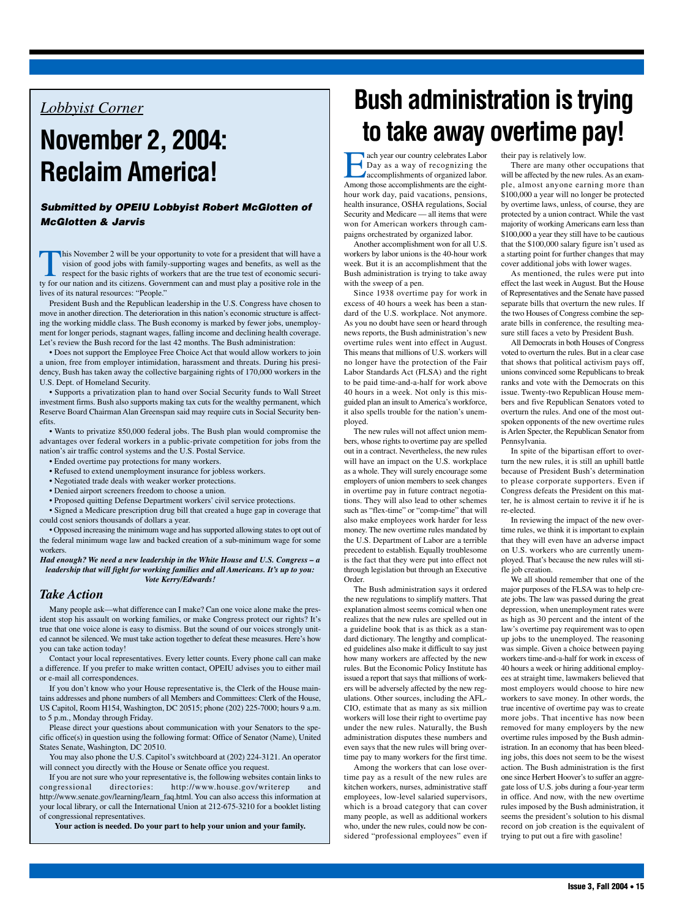*Lobbyist Corner*

# November 2, 2004: Reclaim America!

***Submitted by OPEIU Lobbyist Robert McGlotten of McGlotten & Jarvis***

This November 2 will be your opportunity to vote for a president that will have a vision of good jobs with family-supporting wages and benefits, as well as the respect for the basic rights of workers that are the true test of economic security for our nation and its citizens. Government can and must play a positive role in the lives of its natural resources: "People."

President Bush and the Republican leadership in the U.S. Congress have chosen to move in another direction. The deterioration in this nation's economic structure is affecting the working middle class. The Bush economy is marked by fewer jobs, unemployment for longer periods, stagnant wages, falling income and declining health coverage. Let's review the Bush record for the last 42 months. The Bush administration:

- Does not support the Employee Free Choice Act that would allow workers to join a union, free from employer intimidation, harassment and threats. During his presidency, Bush has taken away the collective bargaining rights of 170,000 workers in the U.S. Dept. of Homeland Security.
- Supports a privatization plan to hand over Social Security funds to Wall Street investment firms. Bush also supports making tax cuts for the wealthy permanent, which Reserve Board Chairman Alan Greenspan said may require cuts in Social Security benefits.
- Wants to privatize 850,000 federal jobs. The Bush plan would compromise the advantages over federal workers in a public-private competition for jobs from the nation's air traffic control systems and the U.S. Postal Service.
- Ended overtime pay protections for many workers.
- Refused to extend unemployment insurance for jobless workers.
- Negotiated trade deals with weaker worker protections.
- Denied airport screeners freedom to choose a union.
- Proposed quitting Defense Department workers' civil service protections.
- Signed a Medicare prescription drug bill that created a huge gap in coverage that could cost seniors thousands of dollars a year.
- Opposed increasing the minimum wage and has supported allowing states to opt out of the federal minimum wage law and backed creation of a sub-minimum wage for some workers.

***Had enough? We need a new leadership in the White House and U.S. Congress – a leadership that will fight for working families and all Americans. It's up to you: Vote Kerry/Edwards!***

## *Take Action*

Many people ask—what difference can I make? Can one voice alone make the president stop his assault on working families, or make Congress protect our rights? It's true that one voice alone is easy to dismiss. But the sound of our voices strongly united cannot be silenced. We must take action together to defeat these measures. Here's how you can take action today!

Contact your local representatives. Every letter counts. Every phone call can make a difference. If you prefer to make written contact, OPEIU advises you to either mail or e-mail all correspondences.

If you don't know who your House representative is, the Clerk of the House maintains addresses and phone numbers of all Members and Committees: Clerk of the House, US Capitol, Room H154, Washington, DC 20515; phone (202) 225-7000; hours 9 a.m. to 5 p.m., Monday through Friday.

Please direct your questions about communication with your Senators to the specific office(s) in question using the following format: Office of Senator (Name), United States Senate, Washington, DC 20510.

You may also phone the U.S. Capitol's switchboard at (202) 224-3121. An operator will connect you directly with the House or Senate office you request.

If you are not sure who your representative is, the following websites contain links to congressional directories: http://www.house.gov/writerep and http://www.senate.gov/learning/learn_faq.html. You can also access this information at your local library, or call the International Union at 212-675-3210 for a booklet listing of congressional representatives.

**Your action is needed. Do your part to help your union and your family.**

# Bush administration is trying to take away overtime pay!

Each year our country celebrates Labor Day as a way of recognizing the accomplishments of organized labor. Among those accomplishments are the eight-hour work day, paid vacations, pensions, health insurance, OSHA regulations, Social Security and Medicare — all items that were won for American workers through campaigns orchestrated by organized labor.

Another accomplishment won for all U.S. workers by labor unions is the 40-hour work week. But it is an accomplishment that the Bush administration is trying to take away with the sweep of a pen.

Since 1938 overtime pay for work in excess of 40 hours a week has been a standard of the U.S. workplace. Not anymore. As you no doubt have seen or heard through news reports, the Bush administration's new overtime rules went into effect in August. This means that millions of U.S. workers will no longer have the protection of the Fair Labor Standards Act (FLSA) and the right to be paid time-and-a-half for work above 40 hours in a week. Not only is this misguided plan an insult to America's workforce, it also spells trouble for the nation's unemployed.

The new rules will not affect union members, whose rights to overtime pay are spelled out in a contract. Nevertheless, the new rules will have an impact on the U.S. workplace as a whole. They will surely encourage some employers of union members to seek changes in overtime pay in future contract negotiations. They will also lead to other schemes such as "flex-time" or "comp-time" that will also make employees work harder for less money. The new overtime rules mandated by the U.S. Department of Labor are a terrible precedent to establish. Equally troublesome is the fact that they were put into effect not through legislation but through an Executive Order.

The Bush administration says it ordered the new regulations to simplify matters. That explanation almost seems comical when one realizes that the new rules are spelled out in a guideline book that is as thick as a standard dictionary. The lengthy and complicated guidelines also make it difficult to say just how many workers are affected by the new rules. But the Economic Policy Institute has issued a report that says that millions of workers will be adversely affected by the new regulations. Other sources, including the AFL-CIO, estimate that as many as six million workers will lose their right to overtime pay under the new rules. Naturally, the Bush administration disputes these numbers and even says that the new rules will bring overtime pay to many workers for the first time.

Among the workers that can lose overtime pay as a result of the new rules are kitchen workers, nurses, administrative staff employees, low-level salaried supervisors, which is a broad category that can cover many people, as well as additional workers who, under the new rules, could now be considered "professional employees" even if their pay is relatively low.

There are many other occupations that will be affected by the new rules. As an example, almost anyone earning more than $100,000 a year will no longer be protected by overtime laws, unless, of course, they are protected by a union contract. While the vast majority of working Americans earn less than $100,000 a year they still have to be cautious that the $100,000 salary figure isn't used as a starting point for further changes that may cover additional jobs with lower wages.

As mentioned, the rules were put into effect the last week in August. But the House of Representatives and the Senate have passed separate bills that overturn the new rules. If the two Houses of Congress combine the separate bills in conference, the resulting measure still faces a veto by President Bush.

All Democrats in both Houses of Congress voted to overturn the rules. But in a clear case that shows that political activism pays off, unions convinced some Republicans to break ranks and vote with the Democrats on this issue. Twenty-two Republican House members and five Republican Senators voted to overturn the rules. And one of the most outspoken opponents of the new overtime rules is Arlen Specter, the Republican Senator from Pennsylvania.

In spite of the bipartisan effort to overturn the new rules, it is still an uphill battle because of President Bush's determination to please corporate supporters. Even if Congress defeats the President on this matter, he is almost certain to revive it if he is re-elected.

In reviewing the impact of the new overtime rules, we think it is important to explain that they will even have an adverse impact on U.S. workers who are currently unemployed. That's because the new rules will stifle job creation.

We all should remember that one of the major purposes of the FLSA was to help create jobs. The law was passed during the great depression, when unemployment rates were as high as 30 percent and the intent of the law's overtime pay requirement was to open up jobs to the unemployed. The reasoning was simple. Given a choice between paying workers time-and-a-half for work in excess of 40 hours a week or hiring additional employees at straight time, lawmakers believed that most employers would choose to hire new workers to save money. In other words, the true incentive of overtime pay was to create more jobs. That incentive has now been removed for many employers by the new overtime rules imposed by the Bush administration. In an economy that has been bleeding jobs, this does not seem to be the wisest action. The Bush administration is the first one since Herbert Hoover's to suffer an aggregate loss of U.S. jobs during a four-year term in office. And now, with the new overtime rules imposed by the Bush administration, it seems the president's solution to his dismal record on job creation is the equivalent of trying to put out a fire with gasoline!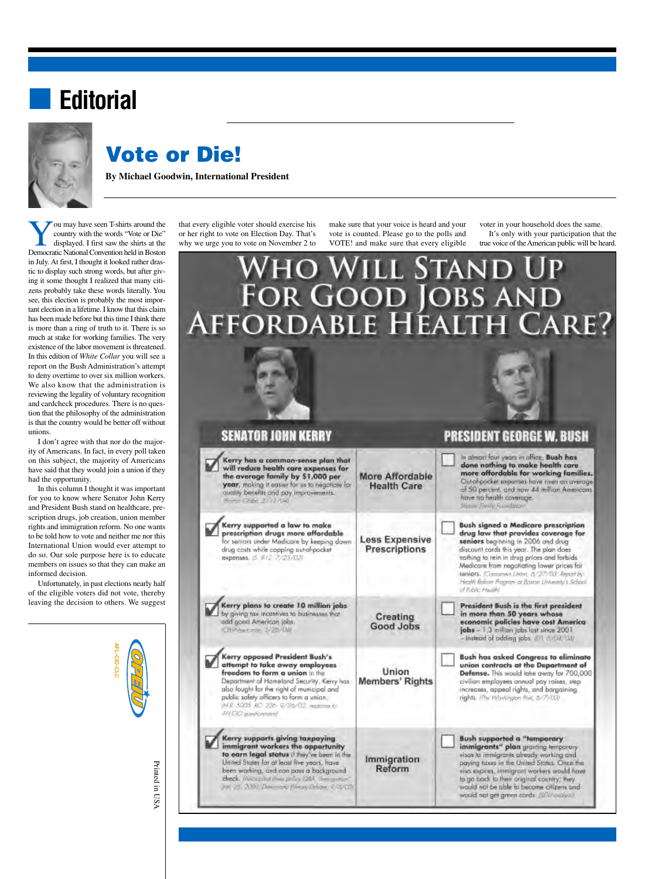# Editorial

## Vote or Die!

**By Michael Goodwin, International President**

You may have seen T-shirts around the country with the words "Vote or Die" displayed. I first saw the shirts at the Democratic National Convention held in Boston in July. At first, I thought it looked rather drastic to display such strong words, but after giving it some thought I realized that many citizens probably take these words literally. You see, this election is probably the most important election in a lifetime. I know that this claim has been made before but this time I think there is more than a ring of truth to it. There is so much at stake for working families. The very existence of the labor movement is threatened. In this edition of *White Collar* you will see a report on the Bush Administration's attempt to deny overtime to over six million workers. We also know that the administration is reviewing the legality of voluntary recognition and cardcheck procedures. There is no question that the philosophy of the administration is that the country would be better off without unions.

I don't agree with that nor do the majority of Americans. In fact, in every poll taken on this subject, the majority of Americans have said that they would join a union if they had the opportunity.

In this column I thought it was important for you to know where Senator John Kerry and President Bush stand on healthcare, prescription drugs, job creation, union member rights and immigration reform. No one wants to be told how to vote and neither me nor this International Union would ever attempt to do so. Our sole purpose here is to educate members on issues so that they can make an informed decision.

Unfortunately, in past elections nearly half of the eligible voters did not vote, thereby leaving the decision to others. We suggest that every eligible voter should exercise his or her right to vote on Election Day. That's why we urge you to vote on November 2 to make sure that your voice is heard and your vote is counted. Please go to the polls and VOTE! and make sure that every eligible voter in your household does the same.

It's only with your participation that the true voice of the American public will be heard.

## WHO WILL STAND UP FOR GOOD JOBS AND AFFORDABLE HEALTH CARE?

| SENATOR JOHN KERRY | | PRESIDENT GEORGE W. BUSH |
|---|---|---|
| ☑ **Kerry has a common-sense plan that will reduce health care expenses for the average family by $1,000 per year**, making it easier for us to negotiate for quality benefits and pay improvements. (Boston Globe, 5/11/04) | **More Affordable Health Care** | ☐ In almost four years in office, **Bush has done nothing to make health care more affordable for working families.** Out-of-pocket expenses have risen an average of 50 percent, and now 44 million Americans have no health coverage. (Kaiser Family Foundation) |
| ☑ **Kerry supported a law to make prescription drugs more affordable** for seniors under Medicare by keeping down drug costs while capping out-of-pocket expenses. (S. 812, 7/23/02) | **Less Expensive Prescriptions** | ☐ **Bush signed a Medicare prescription drug law that provides coverage for seniors** beginning in 2006 and drug discount cards this year. The plan does nothing to rein in drug prices and forbids Medicare from negotiating lower prices for seniors. (Consumers Union, 6/27/03; Report by Health Reform Program at Boston University's School of Public Health) |
| ☑ **Kerry plans to create 10 million jobs** by giving tax incentives to businesses that add good American jobs. (CBSNews.com, 3/26/04) | **Creating Good Jobs** | ☐ **President Bush is the first president in more than 50 years whose economic policies have cost America jobs** – 1.3 million jobs lost since 2001 – instead of adding jobs. (EPI, 6/04/04) |
| ☑ **Kerry opposed President Bush's attempt to take away employees freedom to form a union** in the Department of Homeland Security. Kerry has also fought for the right of municipal and public safety officers to form a union. (H.R. 5005, RC 226, 9/26/02, response to AFL-CIO questionnaire) | **Union Members' Rights** | ☐ **Bush has asked Congress to eliminate union contracts at the Department of Defense.** This would take away for 700,000 civilian employees annual pay raises, step increases, appeal rights, and bargaining rights. (The Washington Post, 6/7/03) |
| ☑ **Kerry supports giving taxpaying immigrant workers the opportunity to earn legal status** if they've been in the United States for at least five years, have been working, and can pass a background check. (Associated Press policy Q&A, "Immigration" Jan. 25, 2004; Democratic Primary Debate, 9/4/03) | **Immigration Reform** | ☐ **Bush supported a "temporary immigrants" plan** granting temporary visas to immigrants already working and paying taxes in the United States. Once the visa expires, immigrant workers would have to go back to their original country; they would not be able to become citizens and would not get green cards. (SEIU analysis) |

OPEIU AFL-CIO-CLC

Printed in USA